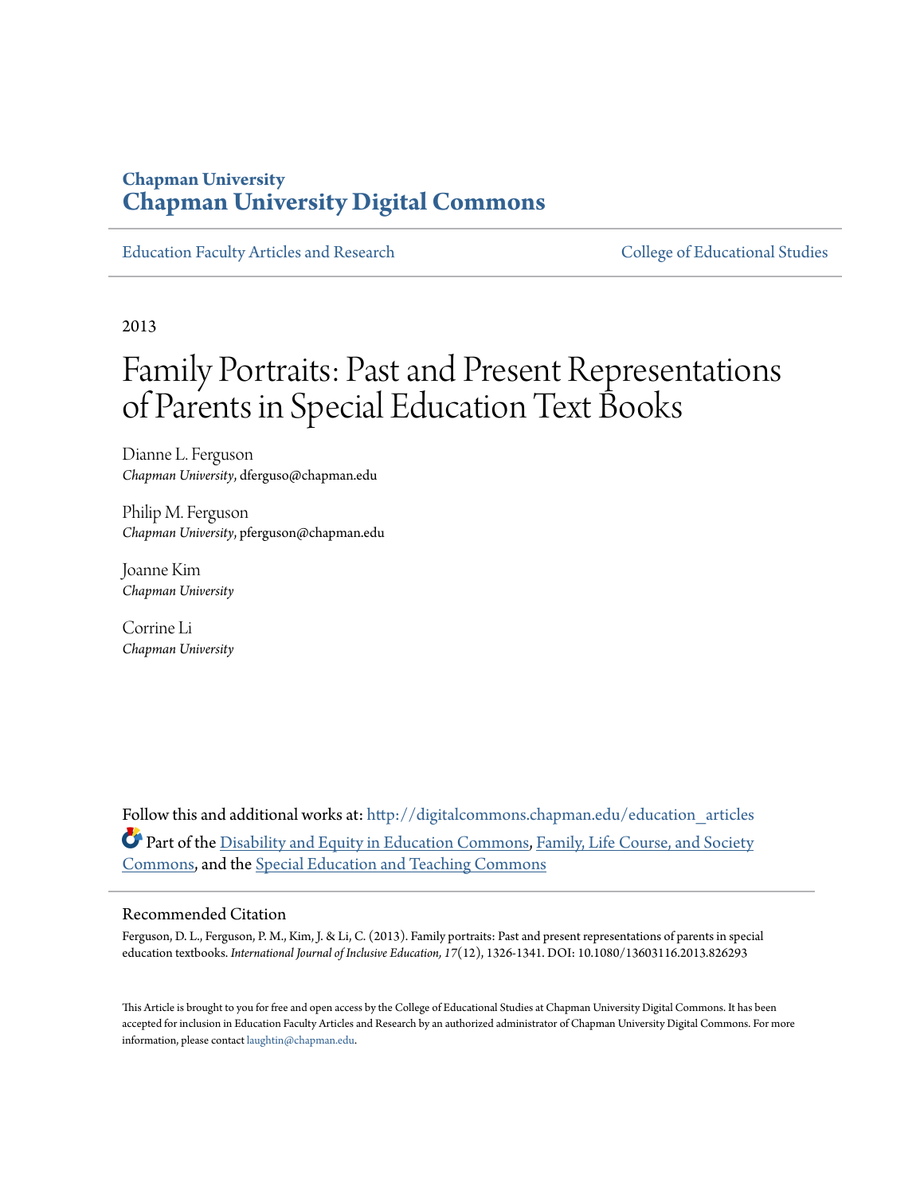Chapman University
**Chapman University Digital Commons**

Education Faculty Articles and Research | College of Educational Studies

2013

# Family Portraits: Past and Present Representations of Parents in Special Education Text Books

Dianne L. Ferguson
*Chapman University*, dferguso@chapman.edu

Philip M. Ferguson
*Chapman University*, pferguson@chapman.edu

Joanne Kim
*Chapman University*

Corrine Li
*Chapman University*

Follow this and additional works at: http://digitalcommons.chapman.edu/education_articles

Part of the Disability and Equity in Education Commons, Family, Life Course, and Society Commons, and the Special Education and Teaching Commons

## Recommended Citation

Ferguson, D. L., Ferguson, P. M., Kim, J. & Li, C. (2013). Family portraits: Past and present representations of parents in special education textbooks. *International Journal of Inclusive Education, 17*(12), 1326-1341. DOI: 10.1080/13603116.2013.826293

This Article is brought to you for free and open access by the College of Educational Studies at Chapman University Digital Commons. It has been accepted for inclusion in Education Faculty Articles and Research by an authorized administrator of Chapman University Digital Commons. For more information, please contact laughtin@chapman.edu.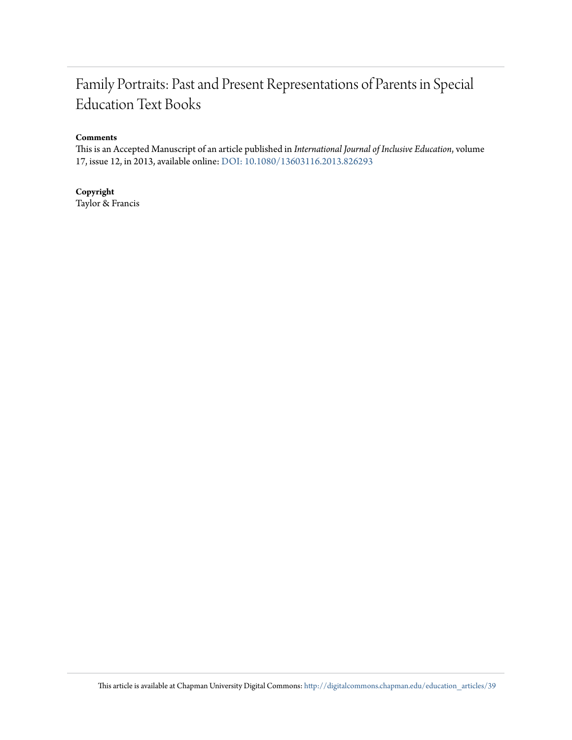# Family Portraits: Past and Present Representations of Parents in Special Education Text Books

**Comments**

This is an Accepted Manuscript of an article published in *International Journal of Inclusive Education*, volume 17, issue 12, in 2013, available online: DOI: 10.1080/13603116.2013.826293

**Copyright**

Taylor & Francis

This article is available at Chapman University Digital Commons: http://digitalcommons.chapman.edu/education_articles/39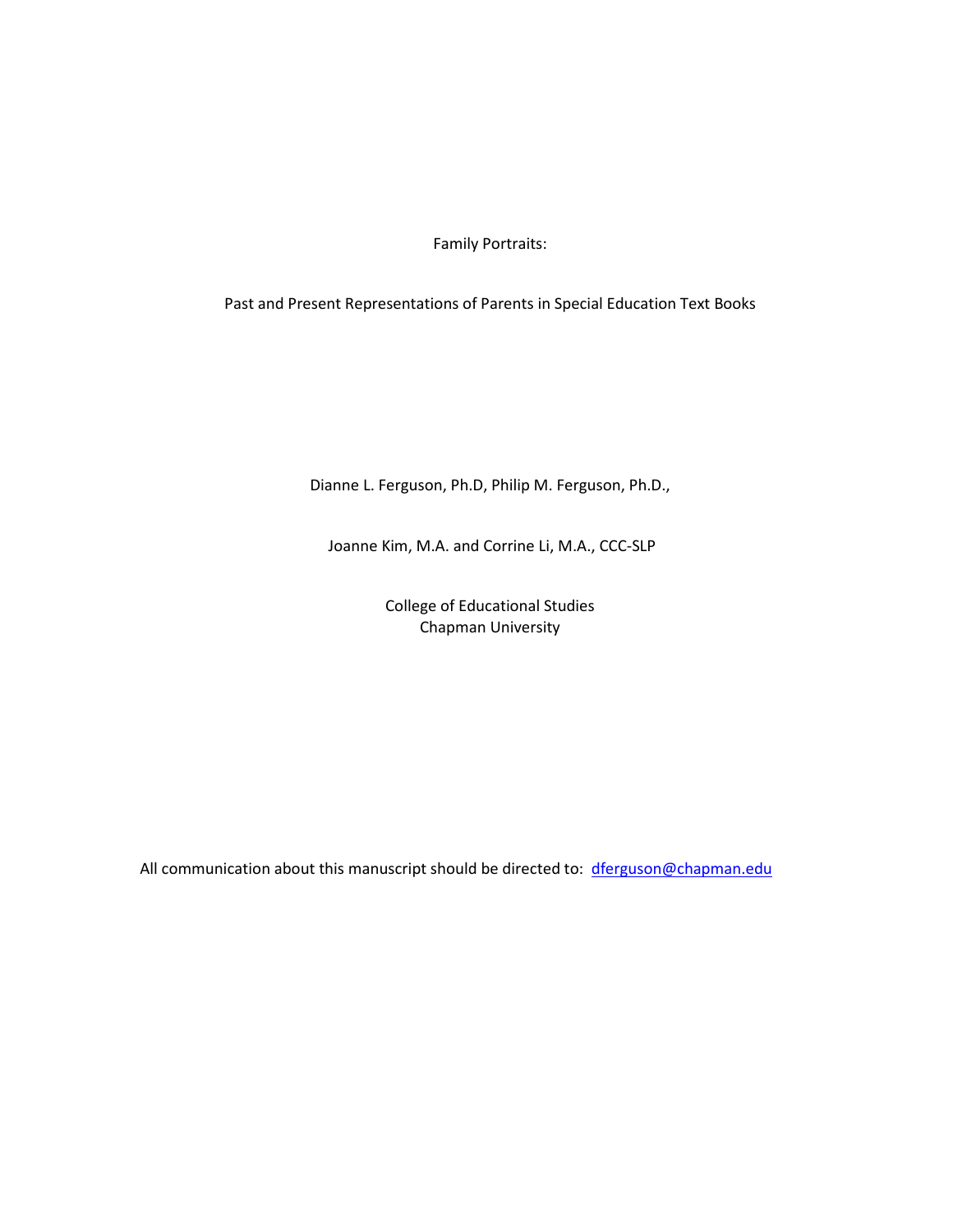Family Portraits:

Past and Present Representations of Parents in Special Education Text Books

Dianne L. Ferguson, Ph.D, Philip M. Ferguson, Ph.D.,

Joanne Kim, M.A. and Corrine Li, M.A., CCC-SLP

College of Educational Studies
Chapman University

All communication about this manuscript should be directed to: dferguson@chapman.edu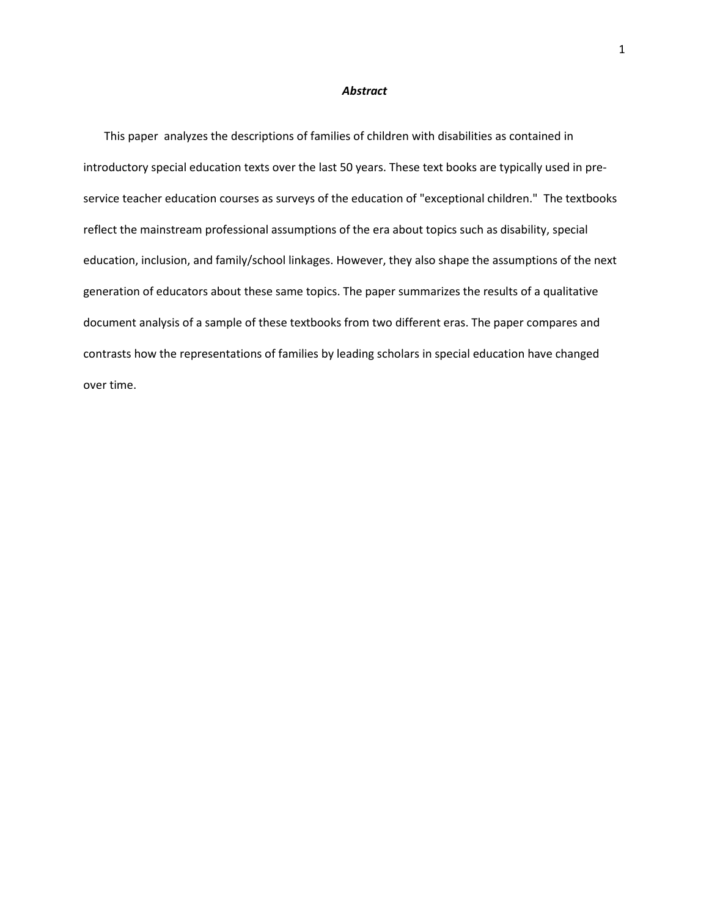# *Abstract*

This paper analyzes the descriptions of families of children with disabilities as contained in introductory special education texts over the last 50 years. These text books are typically used in pre-service teacher education courses as surveys of the education of "exceptional children." The textbooks reflect the mainstream professional assumptions of the era about topics such as disability, special education, inclusion, and family/school linkages. However, they also shape the assumptions of the next generation of educators about these same topics. The paper summarizes the results of a qualitative document analysis of a sample of these textbooks from two different eras. The paper compares and contrasts how the representations of families by leading scholars in special education have changed over time.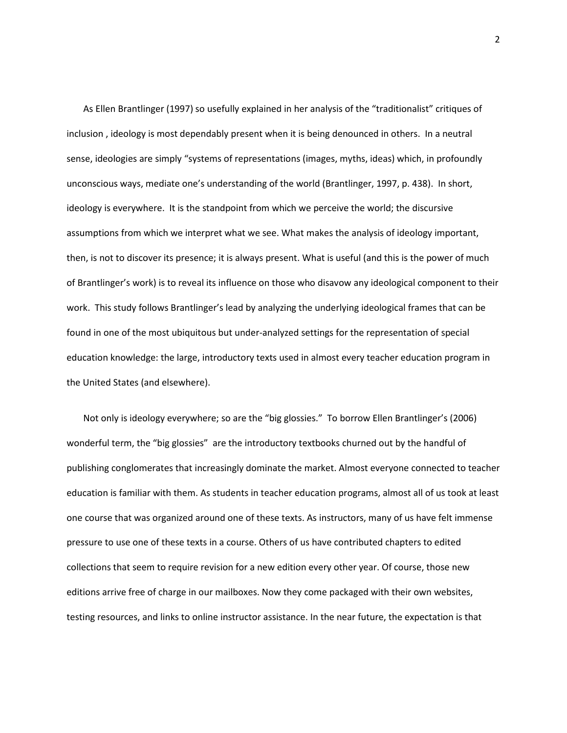As Ellen Brantlinger (1997) so usefully explained in her analysis of the "traditionalist" critiques of inclusion , ideology is most dependably present when it is being denounced in others. In a neutral sense, ideologies are simply "systems of representations (images, myths, ideas) which, in profoundly unconscious ways, mediate one's understanding of the world (Brantlinger, 1997, p. 438). In short, ideology is everywhere. It is the standpoint from which we perceive the world; the discursive assumptions from which we interpret what we see. What makes the analysis of ideology important, then, is not to discover its presence; it is always present. What is useful (and this is the power of much of Brantlinger's work) is to reveal its influence on those who disavow any ideological component to their work. This study follows Brantlinger's lead by analyzing the underlying ideological frames that can be found in one of the most ubiquitous but under-analyzed settings for the representation of special education knowledge: the large, introductory texts used in almost every teacher education program in the United States (and elsewhere).

Not only is ideology everywhere; so are the "big glossies." To borrow Ellen Brantlinger's (2006) wonderful term, the "big glossies" are the introductory textbooks churned out by the handful of publishing conglomerates that increasingly dominate the market. Almost everyone connected to teacher education is familiar with them. As students in teacher education programs, almost all of us took at least one course that was organized around one of these texts. As instructors, many of us have felt immense pressure to use one of these texts in a course. Others of us have contributed chapters to edited collections that seem to require revision for a new edition every other year. Of course, those new editions arrive free of charge in our mailboxes. Now they come packaged with their own websites, testing resources, and links to online instructor assistance. In the near future, the expectation is that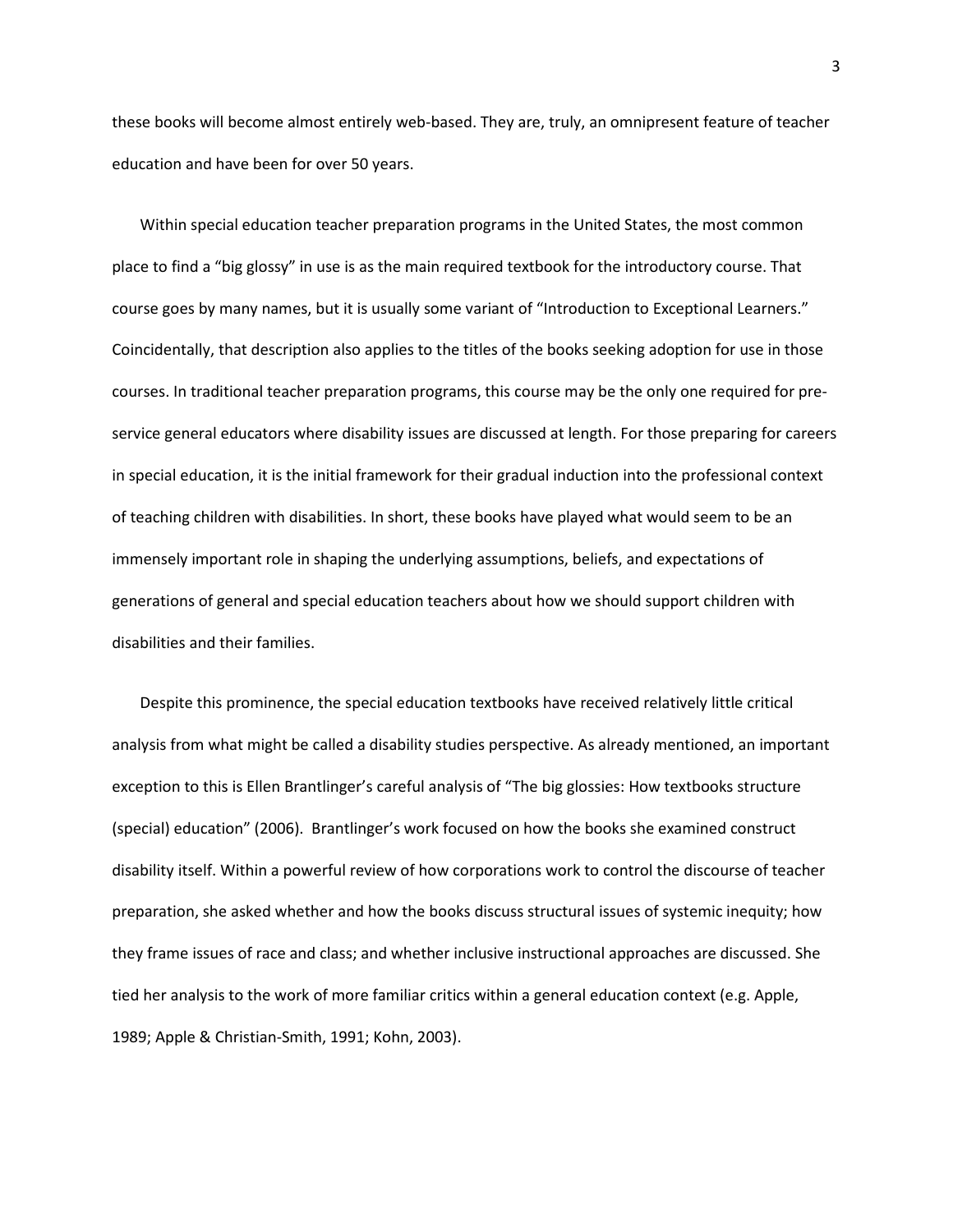these books will become almost entirely web-based. They are, truly, an omnipresent feature of teacher education and have been for over 50 years.

Within special education teacher preparation programs in the United States, the most common place to find a "big glossy" in use is as the main required textbook for the introductory course. That course goes by many names, but it is usually some variant of "Introduction to Exceptional Learners." Coincidentally, that description also applies to the titles of the books seeking adoption for use in those courses. In traditional teacher preparation programs, this course may be the only one required for pre-service general educators where disability issues are discussed at length. For those preparing for careers in special education, it is the initial framework for their gradual induction into the professional context of teaching children with disabilities. In short, these books have played what would seem to be an immensely important role in shaping the underlying assumptions, beliefs, and expectations of generations of general and special education teachers about how we should support children with disabilities and their families.

Despite this prominence, the special education textbooks have received relatively little critical analysis from what might be called a disability studies perspective. As already mentioned, an important exception to this is Ellen Brantlinger's careful analysis of "The big glossies: How textbooks structure (special) education" (2006). Brantlinger's work focused on how the books she examined construct disability itself. Within a powerful review of how corporations work to control the discourse of teacher preparation, she asked whether and how the books discuss structural issues of systemic inequity; how they frame issues of race and class; and whether inclusive instructional approaches are discussed. She tied her analysis to the work of more familiar critics within a general education context (e.g. Apple, 1989; Apple & Christian-Smith, 1991; Kohn, 2003).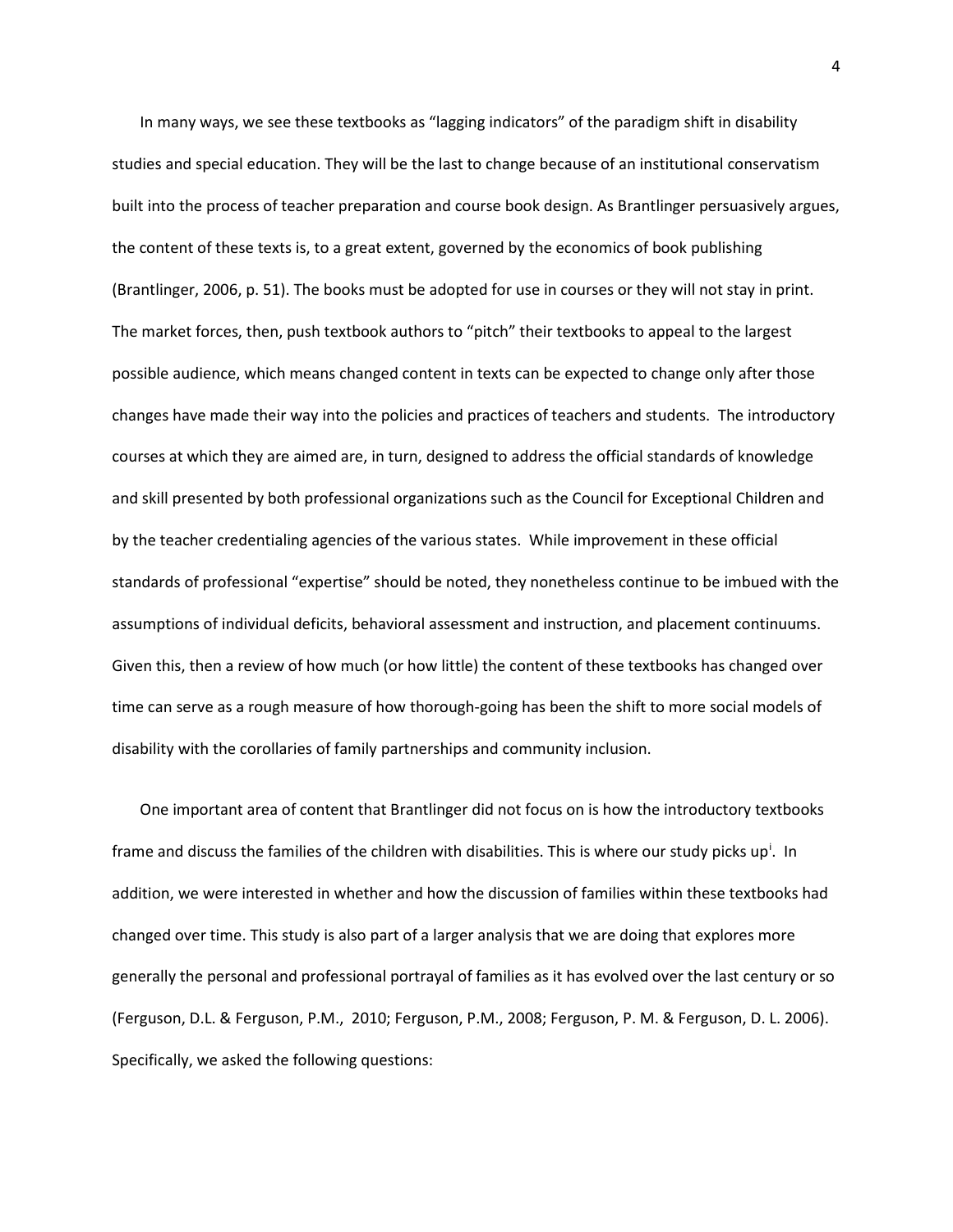In many ways, we see these textbooks as "lagging indicators" of the paradigm shift in disability studies and special education. They will be the last to change because of an institutional conservatism built into the process of teacher preparation and course book design. As Brantlinger persuasively argues, the content of these texts is, to a great extent, governed by the economics of book publishing (Brantlinger, 2006, p. 51). The books must be adopted for use in courses or they will not stay in print. The market forces, then, push textbook authors to "pitch" their textbooks to appeal to the largest possible audience, which means changed content in texts can be expected to change only after those changes have made their way into the policies and practices of teachers and students. The introductory courses at which they are aimed are, in turn, designed to address the official standards of knowledge and skill presented by both professional organizations such as the Council for Exceptional Children and by the teacher credentialing agencies of the various states. While improvement in these official standards of professional "expertise" should be noted, they nonetheless continue to be imbued with the assumptions of individual deficits, behavioral assessment and instruction, and placement continuums. Given this, then a review of how much (or how little) the content of these textbooks has changed over time can serve as a rough measure of how thorough-going has been the shift to more social models of disability with the corollaries of family partnerships and community inclusion.

One important area of content that Brantlinger did not focus on is how the introductory textbooks frame and discuss the families of the children with disabilities. This is where our study picks up[i]. In addition, we were interested in whether and how the discussion of families within these textbooks had changed over time. This study is also part of a larger analysis that we are doing that explores more generally the personal and professional portrayal of families as it has evolved over the last century or so (Ferguson, D.L. & Ferguson, P.M., 2010; Ferguson, P.M., 2008; Ferguson, P. M. & Ferguson, D. L. 2006). Specifically, we asked the following questions: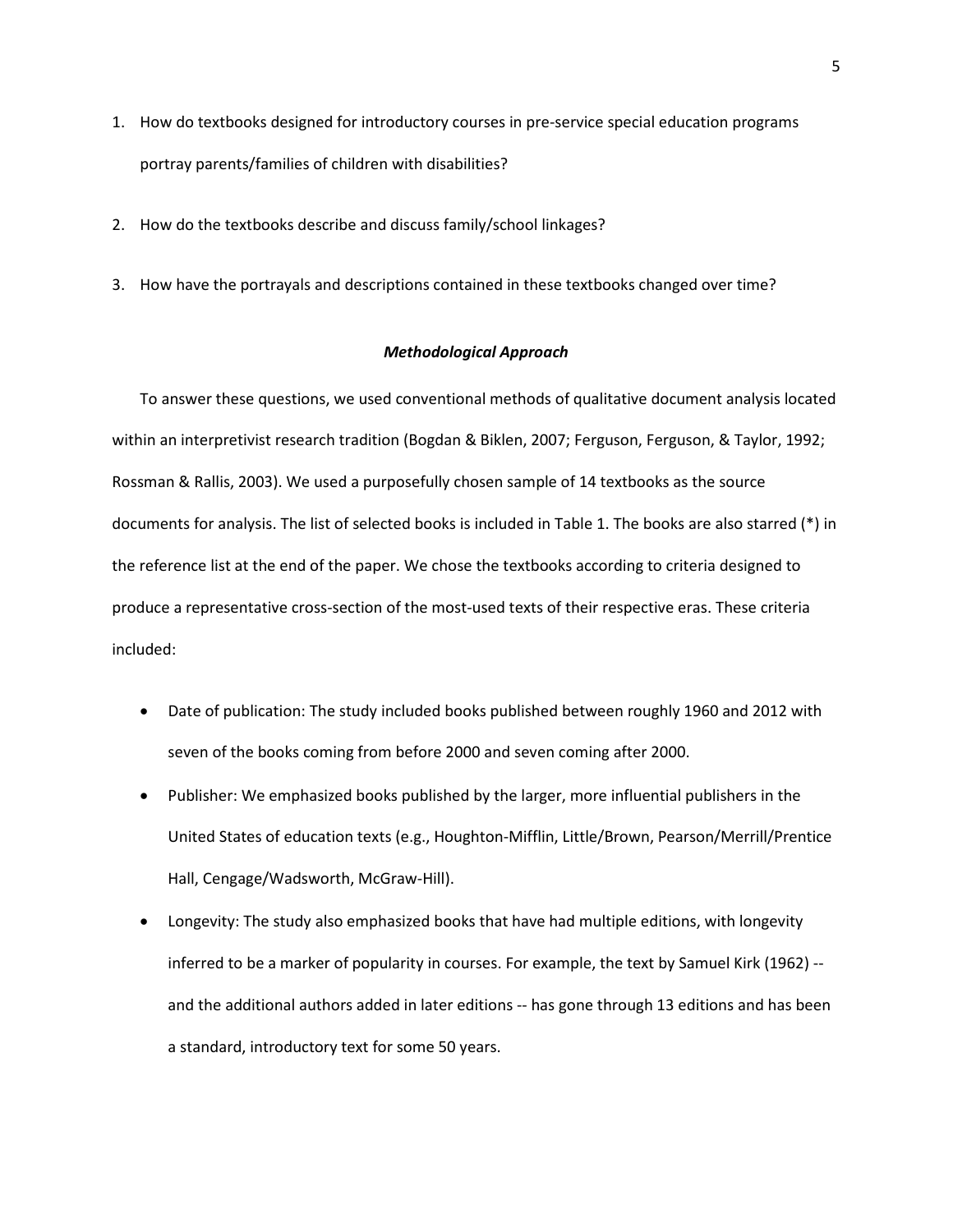1. How do textbooks designed for introductory courses in pre-service special education programs portray parents/families of children with disabilities?

2. How do the textbooks describe and discuss family/school linkages?

3. How have the portrayals and descriptions contained in these textbooks changed over time?

## *Methodological Approach*

To answer these questions, we used conventional methods of qualitative document analysis located within an interpretivist research tradition (Bogdan & Biklen, 2007; Ferguson, Ferguson, & Taylor, 1992; Rossman & Rallis, 2003). We used a purposefully chosen sample of 14 textbooks as the source documents for analysis. The list of selected books is included in Table 1. The books are also starred (*) in the reference list at the end of the paper. We chose the textbooks according to criteria designed to produce a representative cross-section of the most-used texts of their respective eras. These criteria included:

- Date of publication: The study included books published between roughly 1960 and 2012 with seven of the books coming from before 2000 and seven coming after 2000.
- Publisher: We emphasized books published by the larger, more influential publishers in the United States of education texts (e.g., Houghton-Mifflin, Little/Brown, Pearson/Merrill/Prentice Hall, Cengage/Wadsworth, McGraw-Hill).
- Longevity: The study also emphasized books that have had multiple editions, with longevity inferred to be a marker of popularity in courses. For example, the text by Samuel Kirk (1962) -- and the additional authors added in later editions -- has gone through 13 editions and has been a standard, introductory text for some 50 years.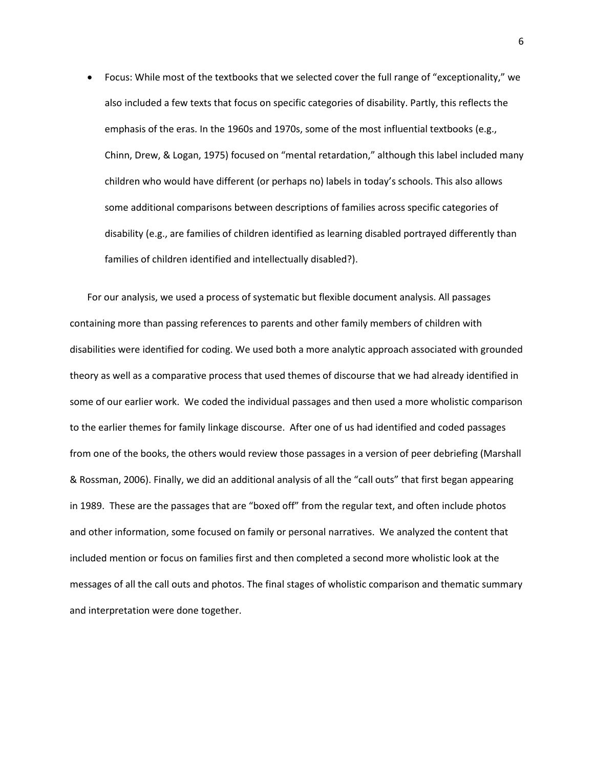- Focus: While most of the textbooks that we selected cover the full range of "exceptionality," we also included a few texts that focus on specific categories of disability. Partly, this reflects the emphasis of the eras. In the 1960s and 1970s, some of the most influential textbooks (e.g., Chinn, Drew, & Logan, 1975) focused on "mental retardation," although this label included many children who would have different (or perhaps no) labels in today's schools. This also allows some additional comparisons between descriptions of families across specific categories of disability (e.g., are families of children identified as learning disabled portrayed differently than families of children identified and intellectually disabled?).

For our analysis, we used a process of systematic but flexible document analysis. All passages containing more than passing references to parents and other family members of children with disabilities were identified for coding. We used both a more analytic approach associated with grounded theory as well as a comparative process that used themes of discourse that we had already identified in some of our earlier work. We coded the individual passages and then used a more wholistic comparison to the earlier themes for family linkage discourse. After one of us had identified and coded passages from one of the books, the others would review those passages in a version of peer debriefing (Marshall & Rossman, 2006). Finally, we did an additional analysis of all the "call outs" that first began appearing in 1989. These are the passages that are "boxed off" from the regular text, and often include photos and other information, some focused on family or personal narratives. We analyzed the content that included mention or focus on families first and then completed a second more wholistic look at the messages of all the call outs and photos. The final stages of wholistic comparison and thematic summary and interpretation were done together.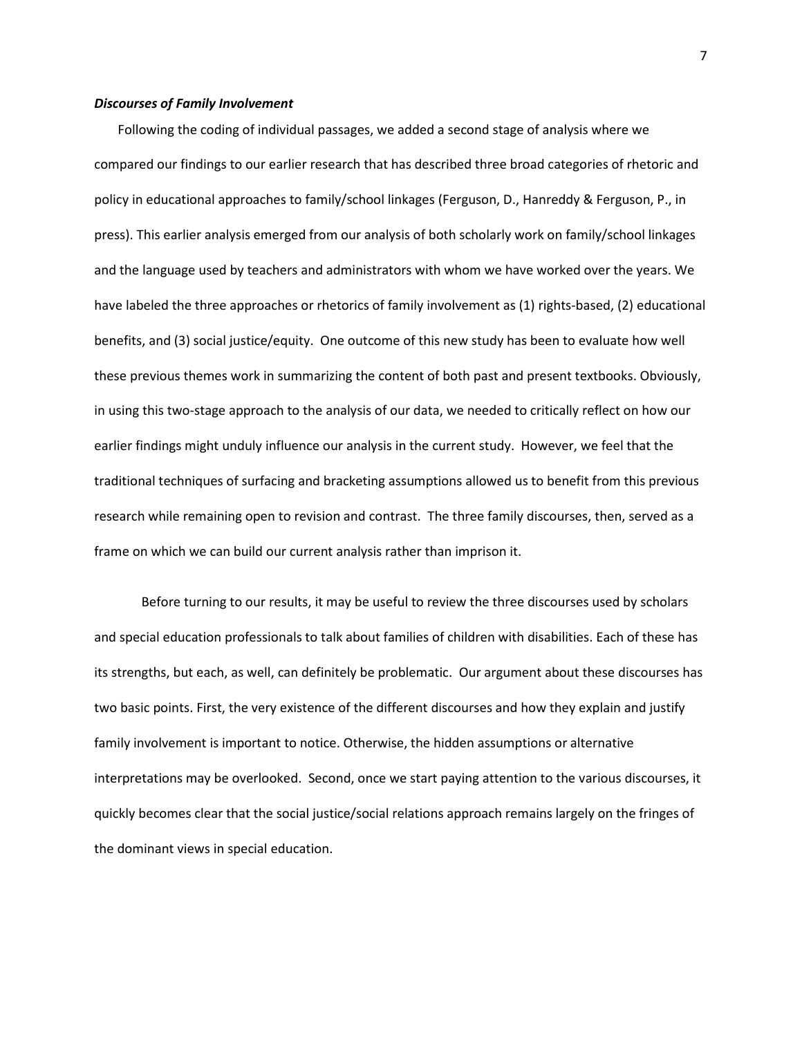### ***Discourses of Family Involvement***

Following the coding of individual passages, we added a second stage of analysis where we compared our findings to our earlier research that has described three broad categories of rhetoric and policy in educational approaches to family/school linkages (Ferguson, D., Hanreddy & Ferguson, P., in press). This earlier analysis emerged from our analysis of both scholarly work on family/school linkages and the language used by teachers and administrators with whom we have worked over the years. We have labeled the three approaches or rhetorics of family involvement as (1) rights-based, (2) educational benefits, and (3) social justice/equity. One outcome of this new study has been to evaluate how well these previous themes work in summarizing the content of both past and present textbooks. Obviously, in using this two-stage approach to the analysis of our data, we needed to critically reflect on how our earlier findings might unduly influence our analysis in the current study. However, we feel that the traditional techniques of surfacing and bracketing assumptions allowed us to benefit from this previous research while remaining open to revision and contrast. The three family discourses, then, served as a frame on which we can build our current analysis rather than imprison it.

Before turning to our results, it may be useful to review the three discourses used by scholars and special education professionals to talk about families of children with disabilities. Each of these has its strengths, but each, as well, can definitely be problematic. Our argument about these discourses has two basic points. First, the very existence of the different discourses and how they explain and justify family involvement is important to notice. Otherwise, the hidden assumptions or alternative interpretations may be overlooked. Second, once we start paying attention to the various discourses, it quickly becomes clear that the social justice/social relations approach remains largely on the fringes of the dominant views in special education.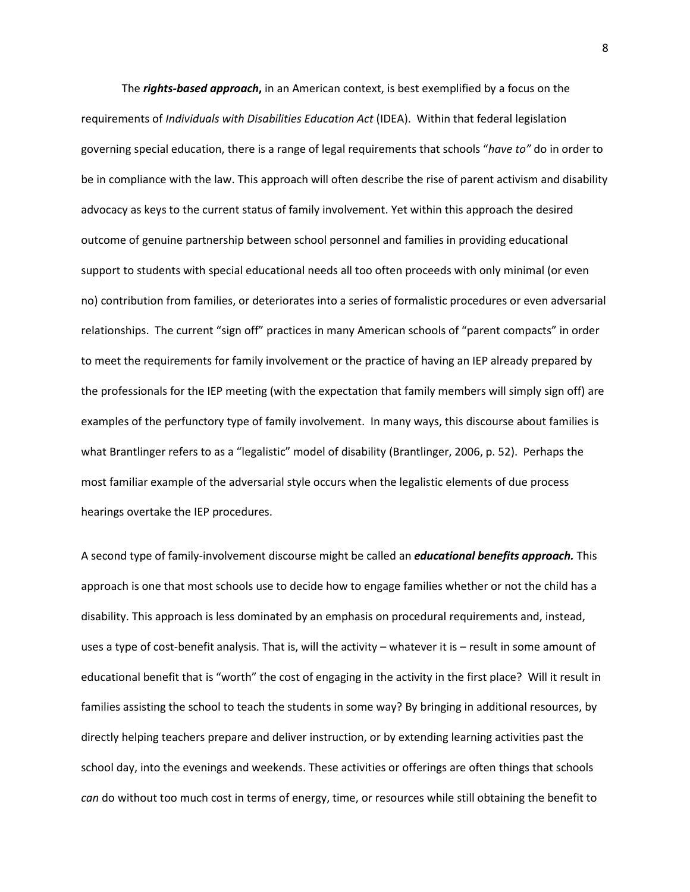The ***rights-based approach*****,** in an American context, is best exemplified by a focus on the requirements of *Individuals with Disabilities Education Act* (IDEA). Within that federal legislation governing special education, there is a range of legal requirements that schools "*have to"* do in order to be in compliance with the law. This approach will often describe the rise of parent activism and disability advocacy as keys to the current status of family involvement. Yet within this approach the desired outcome of genuine partnership between school personnel and families in providing educational support to students with special educational needs all too often proceeds with only minimal (or even no) contribution from families, or deteriorates into a series of formalistic procedures or even adversarial relationships. The current "sign off" practices in many American schools of "parent compacts" in order to meet the requirements for family involvement or the practice of having an IEP already prepared by the professionals for the IEP meeting (with the expectation that family members will simply sign off) are examples of the perfunctory type of family involvement. In many ways, this discourse about families is what Brantlinger refers to as a "legalistic" model of disability (Brantlinger, 2006, p. 52). Perhaps the most familiar example of the adversarial style occurs when the legalistic elements of due process hearings overtake the IEP procedures.

A second type of family-involvement discourse might be called an ***educational benefits approach.*** This approach is one that most schools use to decide how to engage families whether or not the child has a disability. This approach is less dominated by an emphasis on procedural requirements and, instead, uses a type of cost-benefit analysis. That is, will the activity – whatever it is – result in some amount of educational benefit that is "worth" the cost of engaging in the activity in the first place? Will it result in families assisting the school to teach the students in some way? By bringing in additional resources, by directly helping teachers prepare and deliver instruction, or by extending learning activities past the school day, into the evenings and weekends. These activities or offerings are often things that schools *can* do without too much cost in terms of energy, time, or resources while still obtaining the benefit to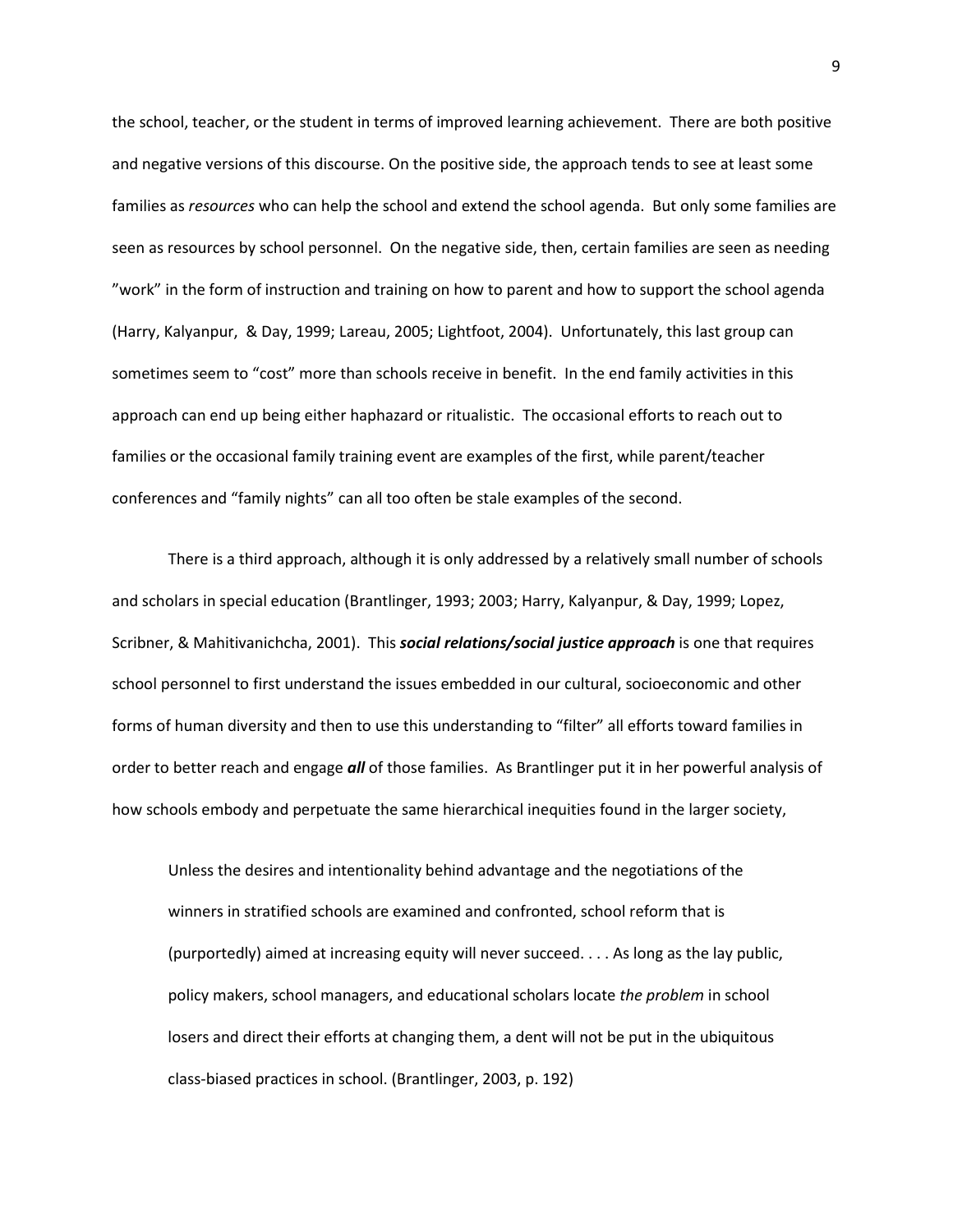the school, teacher, or the student in terms of improved learning achievement. There are both positive and negative versions of this discourse. On the positive side, the approach tends to see at least some families as *resources* who can help the school and extend the school agenda. But only some families are seen as resources by school personnel. On the negative side, then, certain families are seen as needing "work" in the form of instruction and training on how to parent and how to support the school agenda (Harry, Kalyanpur, & Day, 1999; Lareau, 2005; Lightfoot, 2004). Unfortunately, this last group can sometimes seem to "cost" more than schools receive in benefit. In the end family activities in this approach can end up being either haphazard or ritualistic. The occasional efforts to reach out to families or the occasional family training event are examples of the first, while parent/teacher conferences and "family nights" can all too often be stale examples of the second.

There is a third approach, although it is only addressed by a relatively small number of schools and scholars in special education (Brantlinger, 1993; 2003; Harry, Kalyanpur, & Day, 1999; Lopez, Scribner, & Mahitivanichcha, 2001). This ***social relations/social justice approach*** is one that requires school personnel to first understand the issues embedded in our cultural, socioeconomic and other forms of human diversity and then to use this understanding to "filter" all efforts toward families in order to better reach and engage ***all*** of those families. As Brantlinger put it in her powerful analysis of how schools embody and perpetuate the same hierarchical inequities found in the larger society,

> Unless the desires and intentionality behind advantage and the negotiations of the winners in stratified schools are examined and confronted, school reform that is (purportedly) aimed at increasing equity will never succeed. . . . As long as the lay public, policy makers, school managers, and educational scholars locate *the problem* in school losers and direct their efforts at changing them, a dent will not be put in the ubiquitous class-biased practices in school. (Brantlinger, 2003, p. 192)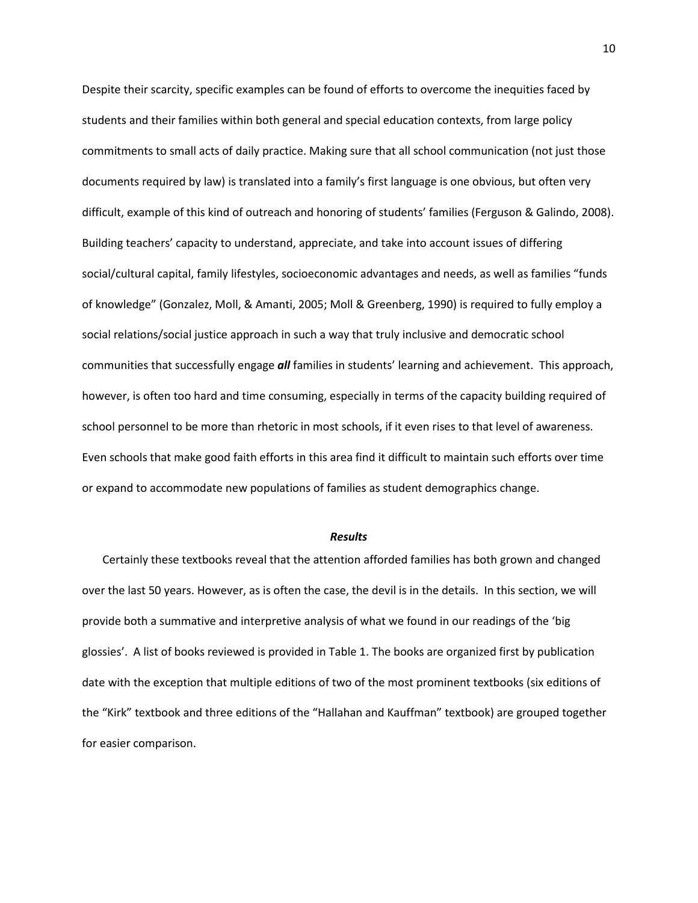Despite their scarcity, specific examples can be found of efforts to overcome the inequities faced by students and their families within both general and special education contexts, from large policy commitments to small acts of daily practice. Making sure that all school communication (not just those documents required by law) is translated into a family's first language is one obvious, but often very difficult, example of this kind of outreach and honoring of students' families (Ferguson & Galindo, 2008). Building teachers' capacity to understand, appreciate, and take into account issues of differing social/cultural capital, family lifestyles, socioeconomic advantages and needs, as well as families "funds of knowledge" (Gonzalez, Moll, & Amanti, 2005; Moll & Greenberg, 1990) is required to fully employ a social relations/social justice approach in such a way that truly inclusive and democratic school communities that successfully engage ***all*** families in students' learning and achievement. This approach, however, is often too hard and time consuming, especially in terms of the capacity building required of school personnel to be more than rhetoric in most schools, if it even rises to that level of awareness. Even schools that make good faith efforts in this area find it difficult to maintain such efforts over time or expand to accommodate new populations of families as student demographics change.

## *Results*

Certainly these textbooks reveal that the attention afforded families has both grown and changed over the last 50 years. However, as is often the case, the devil is in the details. In this section, we will provide both a summative and interpretive analysis of what we found in our readings of the 'big glossies'. A list of books reviewed is provided in Table 1. The books are organized first by publication date with the exception that multiple editions of two of the most prominent textbooks (six editions of the "Kirk" textbook and three editions of the "Hallahan and Kauffman" textbook) are grouped together for easier comparison.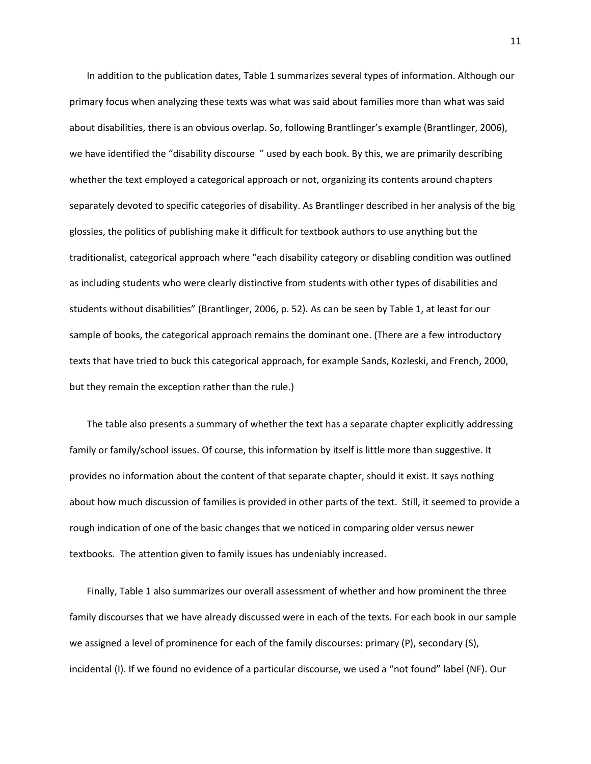In addition to the publication dates, Table 1 summarizes several types of information. Although our primary focus when analyzing these texts was what was said about families more than what was said about disabilities, there is an obvious overlap. So, following Brantlinger's example (Brantlinger, 2006), we have identified the "disability discourse " used by each book. By this, we are primarily describing whether the text employed a categorical approach or not, organizing its contents around chapters separately devoted to specific categories of disability. As Brantlinger described in her analysis of the big glossies, the politics of publishing make it difficult for textbook authors to use anything but the traditionalist, categorical approach where "each disability category or disabling condition was outlined as including students who were clearly distinctive from students with other types of disabilities and students without disabilities" (Brantlinger, 2006, p. 52). As can be seen by Table 1, at least for our sample of books, the categorical approach remains the dominant one. (There are a few introductory texts that have tried to buck this categorical approach, for example Sands, Kozleski, and French, 2000, but they remain the exception rather than the rule.)

The table also presents a summary of whether the text has a separate chapter explicitly addressing family or family/school issues. Of course, this information by itself is little more than suggestive. It provides no information about the content of that separate chapter, should it exist. It says nothing about how much discussion of families is provided in other parts of the text. Still, it seemed to provide a rough indication of one of the basic changes that we noticed in comparing older versus newer textbooks. The attention given to family issues has undeniably increased.

Finally, Table 1 also summarizes our overall assessment of whether and how prominent the three family discourses that we have already discussed were in each of the texts. For each book in our sample we assigned a level of prominence for each of the family discourses: primary (P), secondary (S), incidental (I). If we found no evidence of a particular discourse, we used a "not found" label (NF). Our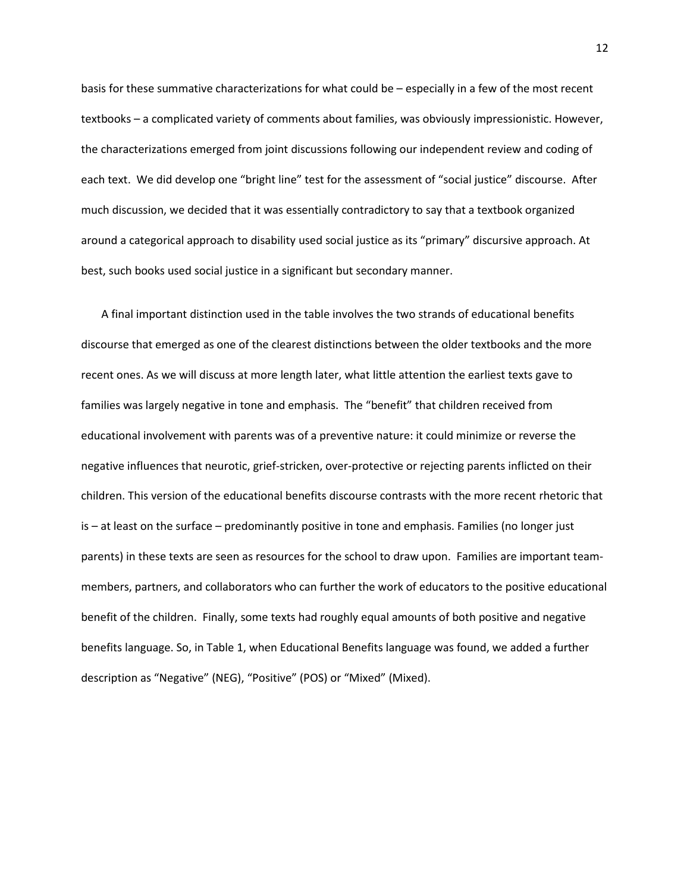basis for these summative characterizations for what could be – especially in a few of the most recent textbooks – a complicated variety of comments about families, was obviously impressionistic. However, the characterizations emerged from joint discussions following our independent review and coding of each text. We did develop one "bright line" test for the assessment of "social justice" discourse. After much discussion, we decided that it was essentially contradictory to say that a textbook organized around a categorical approach to disability used social justice as its "primary" discursive approach. At best, such books used social justice in a significant but secondary manner.

A final important distinction used in the table involves the two strands of educational benefits discourse that emerged as one of the clearest distinctions between the older textbooks and the more recent ones. As we will discuss at more length later, what little attention the earliest texts gave to families was largely negative in tone and emphasis. The "benefit" that children received from educational involvement with parents was of a preventive nature: it could minimize or reverse the negative influences that neurotic, grief-stricken, over-protective or rejecting parents inflicted on their children. This version of the educational benefits discourse contrasts with the more recent rhetoric that is – at least on the surface – predominantly positive in tone and emphasis. Families (no longer just parents) in these texts are seen as resources for the school to draw upon. Families are important team-members, partners, and collaborators who can further the work of educators to the positive educational benefit of the children. Finally, some texts had roughly equal amounts of both positive and negative benefits language. So, in Table 1, when Educational Benefits language was found, we added a further description as "Negative" (NEG), "Positive" (POS) or "Mixed" (Mixed).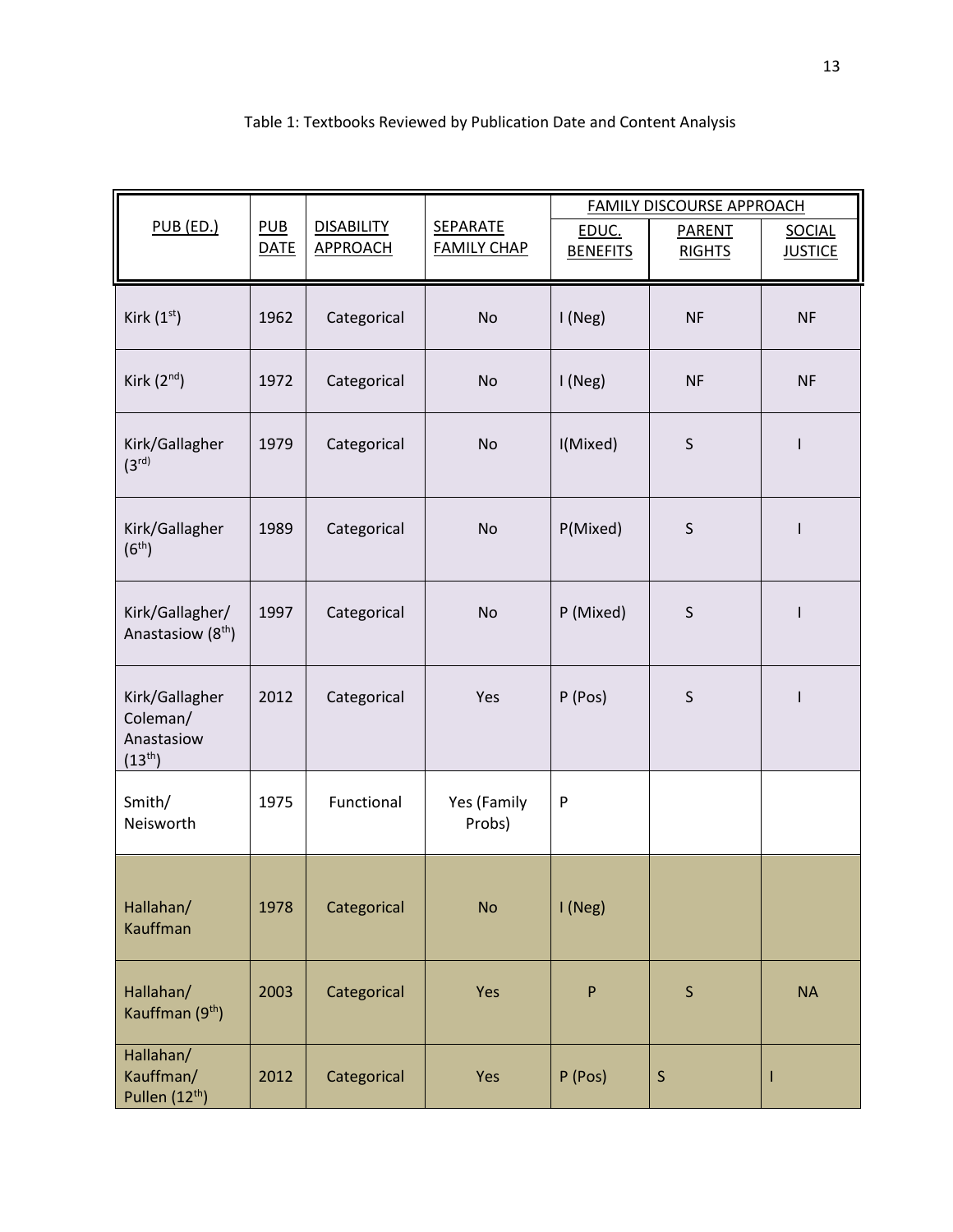Table 1: Textbooks Reviewed by Publication Date and Content Analysis

| PUB (ED.) | PUB DATE | DISABILITY APPROACH | SEPARATE FAMILY CHAP | FAMILY DISCOURSE APPROACH | | |
|---|---|---|---|---|---|---|
| | | | | EDUC. BENEFITS | PARENT RIGHTS | SOCIAL JUSTICE |
| Kirk (1st) | 1962 | Categorical | No | I (Neg) | NF | NF |
| Kirk (2nd) | 1972 | Categorical | No | I (Neg) | NF | NF |
| Kirk/Gallagher (3rd) | 1979 | Categorical | No | I(Mixed) | S | I |
| Kirk/Gallagher (6th) | 1989 | Categorical | No | P(Mixed) | S | I |
| Kirk/Gallagher/ Anastasiow (8th) | 1997 | Categorical | No | P (Mixed) | S | I |
| Kirk/Gallagher Coleman/ Anastasiow (13th) | 2012 | Categorical | Yes | P (Pos) | S | I |
| Smith/ Neisworth | 1975 | Functional | Yes (Family Probs) | P | | |
| Hallahan/ Kauffman | 1978 | Categorical | No | I (Neg) | | |
| Hallahan/ Kauffman (9th) | 2003 | Categorical | Yes | P | S | NA |
| Hallahan/ Kauffman/ Pullen (12th) | 2012 | Categorical | Yes | P (Pos) | S | I |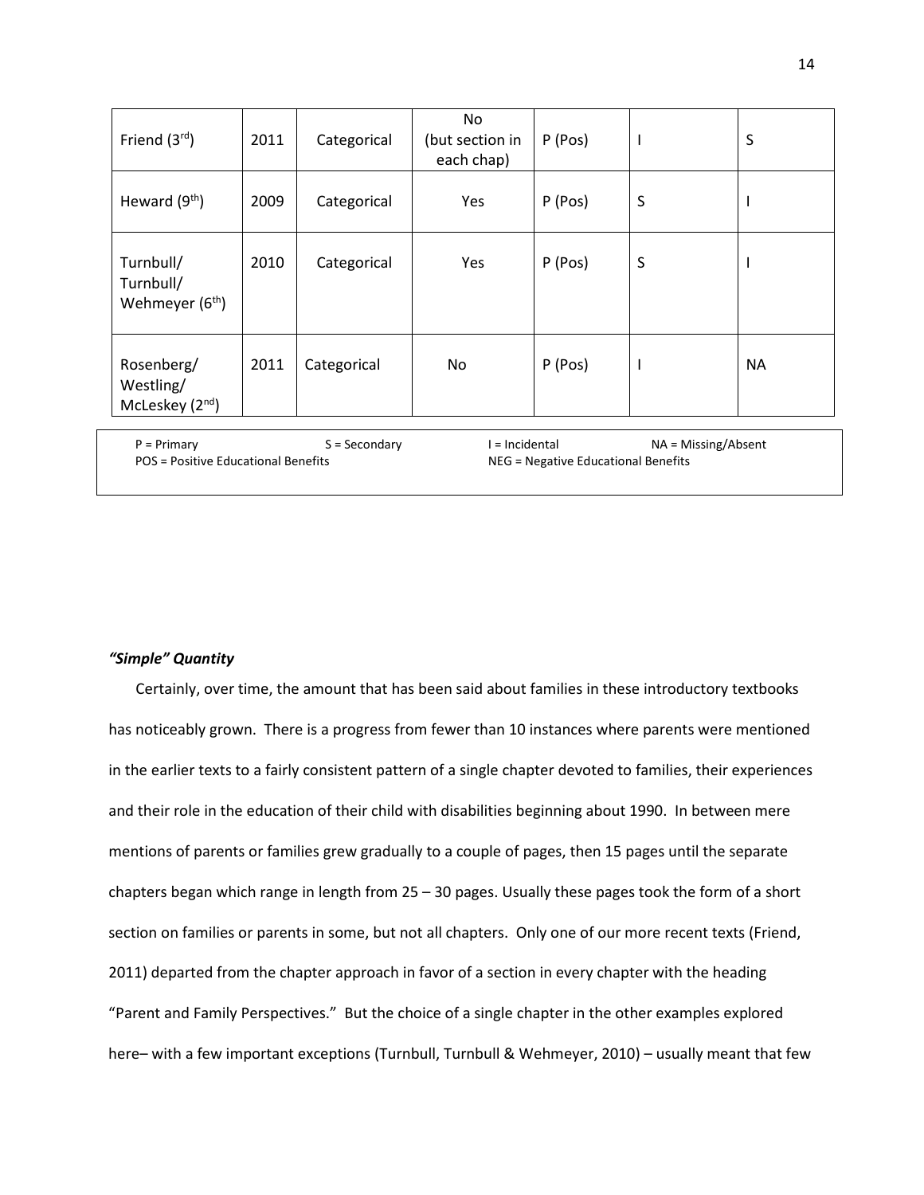| Friend (3rd) | 2011 | Categorical | No (but section in each chap) | P (Pos) | I | S |
|---|---|---|---|---|---|---|
| Heward (9th) | 2009 | Categorical | Yes | P (Pos) | S | I |
| Turnbull/ Turnbull/ Wehmeyer (6th) | 2010 | Categorical | Yes | P (Pos) | S | I |
| Rosenberg/ Westling/ McLeskey (2nd) | 2011 | Categorical | No | P (Pos) | I | NA |

P = Primary S = Secondary I = Incidental NA = Missing/Absent
POS = Positive Educational Benefits NEG = Negative Educational Benefits

#### *"Simple" Quantity*

Certainly, over time, the amount that has been said about families in these introductory textbooks has noticeably grown. There is a progress from fewer than 10 instances where parents were mentioned in the earlier texts to a fairly consistent pattern of a single chapter devoted to families, their experiences and their role in the education of their child with disabilities beginning about 1990. In between mere mentions of parents or families grew gradually to a couple of pages, then 15 pages until the separate chapters began which range in length from 25 – 30 pages. Usually these pages took the form of a short section on families or parents in some, but not all chapters. Only one of our more recent texts (Friend, 2011) departed from the chapter approach in favor of a section in every chapter with the heading "Parent and Family Perspectives." But the choice of a single chapter in the other examples explored here– with a few important exceptions (Turnbull, Turnbull & Wehmeyer, 2010) – usually meant that few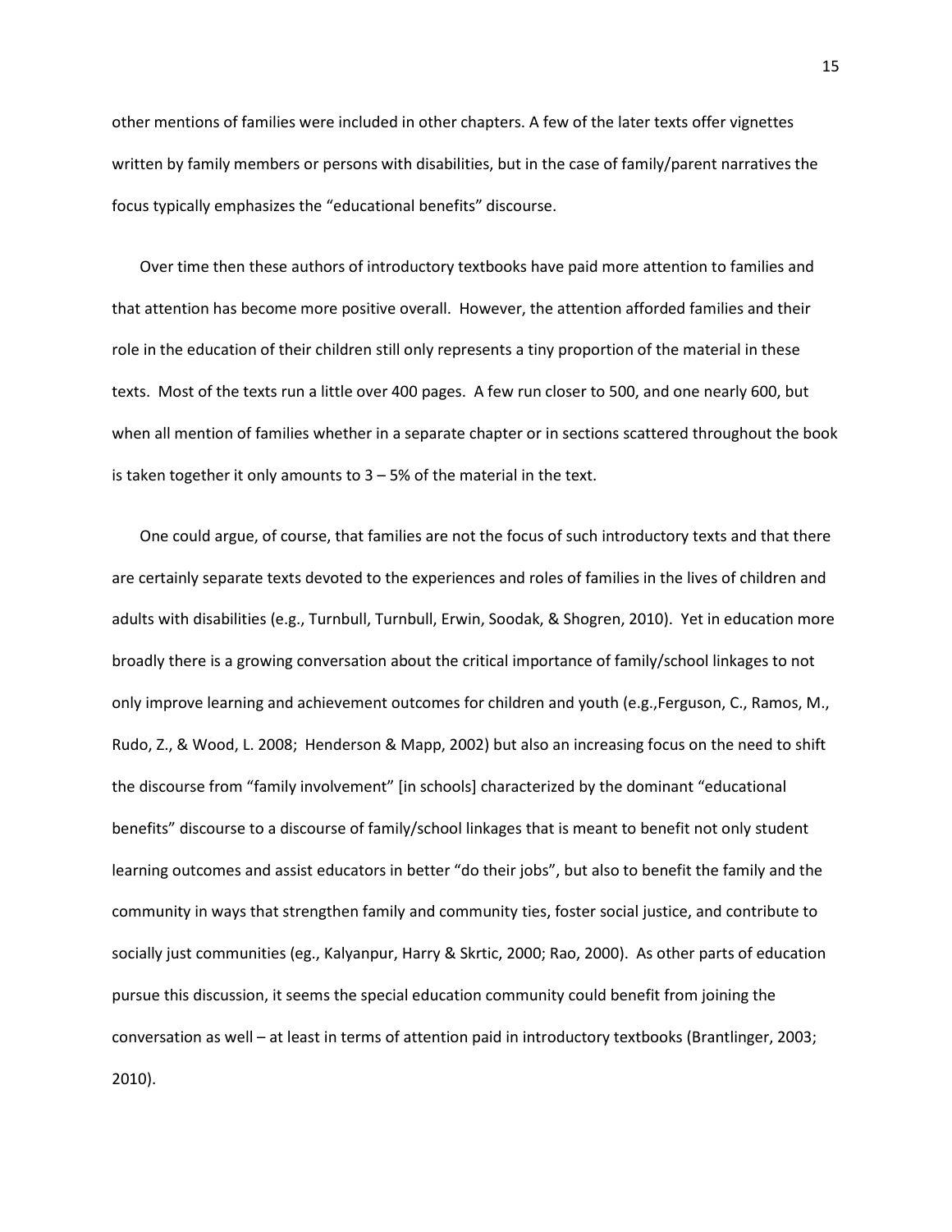other mentions of families were included in other chapters. A few of the later texts offer vignettes written by family members or persons with disabilities, but in the case of family/parent narratives the focus typically emphasizes the "educational benefits" discourse.

Over time then these authors of introductory textbooks have paid more attention to families and that attention has become more positive overall. However, the attention afforded families and their role in the education of their children still only represents a tiny proportion of the material in these texts. Most of the texts run a little over 400 pages. A few run closer to 500, and one nearly 600, but when all mention of families whether in a separate chapter or in sections scattered throughout the book is taken together it only amounts to 3 – 5% of the material in the text.

One could argue, of course, that families are not the focus of such introductory texts and that there are certainly separate texts devoted to the experiences and roles of families in the lives of children and adults with disabilities (e.g., Turnbull, Turnbull, Erwin, Soodak, & Shogren, 2010). Yet in education more broadly there is a growing conversation about the critical importance of family/school linkages to not only improve learning and achievement outcomes for children and youth (e.g.,Ferguson, C., Ramos, M., Rudo, Z., & Wood, L. 2008; Henderson & Mapp, 2002) but also an increasing focus on the need to shift the discourse from "family involvement" [in schools] characterized by the dominant "educational benefits" discourse to a discourse of family/school linkages that is meant to benefit not only student learning outcomes and assist educators in better "do their jobs", but also to benefit the family and the community in ways that strengthen family and community ties, foster social justice, and contribute to socially just communities (eg., Kalyanpur, Harry & Skrtic, 2000; Rao, 2000). As other parts of education pursue this discussion, it seems the special education community could benefit from joining the conversation as well – at least in terms of attention paid in introductory textbooks (Brantlinger, 2003; 2010).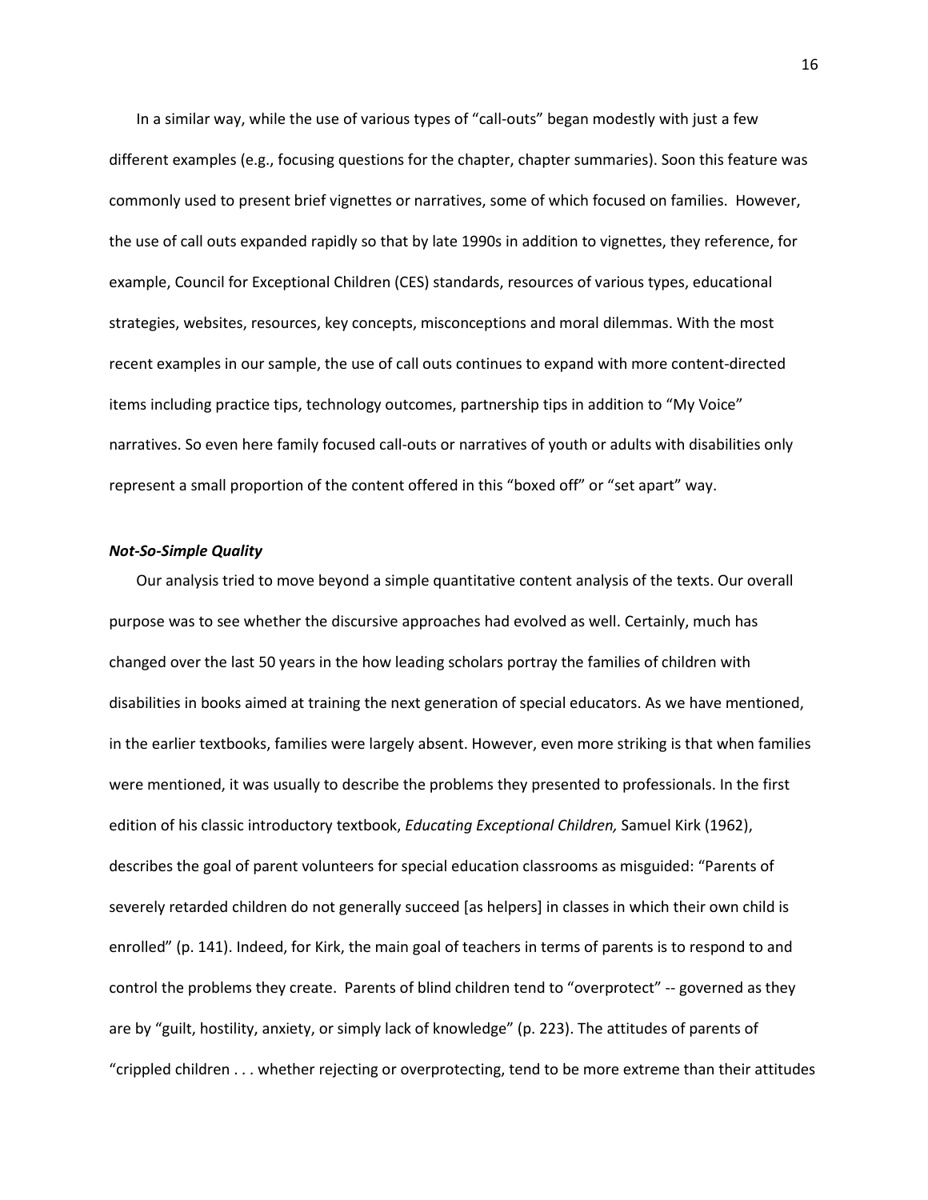In a similar way, while the use of various types of "call-outs" began modestly with just a few different examples (e.g., focusing questions for the chapter, chapter summaries). Soon this feature was commonly used to present brief vignettes or narratives, some of which focused on families. However, the use of call outs expanded rapidly so that by late 1990s in addition to vignettes, they reference, for example, Council for Exceptional Children (CES) standards, resources of various types, educational strategies, websites, resources, key concepts, misconceptions and moral dilemmas. With the most recent examples in our sample, the use of call outs continues to expand with more content-directed items including practice tips, technology outcomes, partnership tips in addition to "My Voice" narratives. So even here family focused call-outs or narratives of youth or adults with disabilities only represent a small proportion of the content offered in this "boxed off" or "set apart" way.

***Not-So-Simple Quality***

Our analysis tried to move beyond a simple quantitative content analysis of the texts. Our overall purpose was to see whether the discursive approaches had evolved as well. Certainly, much has changed over the last 50 years in the how leading scholars portray the families of children with disabilities in books aimed at training the next generation of special educators. As we have mentioned, in the earlier textbooks, families were largely absent. However, even more striking is that when families were mentioned, it was usually to describe the problems they presented to professionals. In the first edition of his classic introductory textbook, *Educating Exceptional Children,* Samuel Kirk (1962), describes the goal of parent volunteers for special education classrooms as misguided: "Parents of severely retarded children do not generally succeed [as helpers] in classes in which their own child is enrolled" (p. 141). Indeed, for Kirk, the main goal of teachers in terms of parents is to respond to and control the problems they create. Parents of blind children tend to "overprotect" -- governed as they are by "guilt, hostility, anxiety, or simply lack of knowledge" (p. 223). The attitudes of parents of "crippled children . . . whether rejecting or overprotecting, tend to be more extreme than their attitudes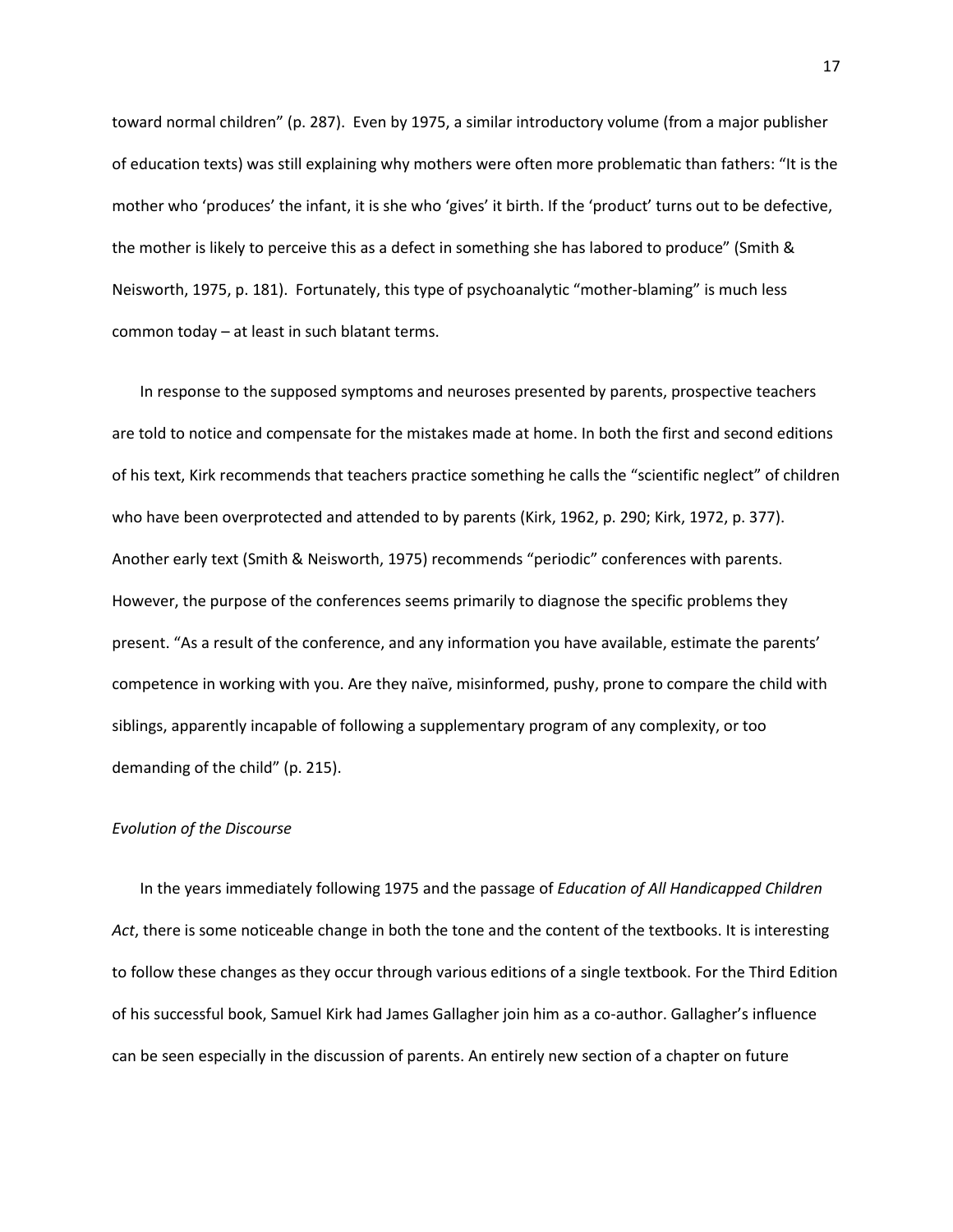toward normal children" (p. 287). Even by 1975, a similar introductory volume (from a major publisher of education texts) was still explaining why mothers were often more problematic than fathers: "It is the mother who 'produces' the infant, it is she who 'gives' it birth. If the 'product' turns out to be defective, the mother is likely to perceive this as a defect in something she has labored to produce" (Smith & Neisworth, 1975, p. 181). Fortunately, this type of psychoanalytic "mother-blaming" is much less common today – at least in such blatant terms.

In response to the supposed symptoms and neuroses presented by parents, prospective teachers are told to notice and compensate for the mistakes made at home. In both the first and second editions of his text, Kirk recommends that teachers practice something he calls the "scientific neglect" of children who have been overprotected and attended to by parents (Kirk, 1962, p. 290; Kirk, 1972, p. 377). Another early text (Smith & Neisworth, 1975) recommends "periodic" conferences with parents. However, the purpose of the conferences seems primarily to diagnose the specific problems they present. "As a result of the conference, and any information you have available, estimate the parents' competence in working with you. Are they naïve, misinformed, pushy, prone to compare the child with siblings, apparently incapable of following a supplementary program of any complexity, or too demanding of the child" (p. 215).

*Evolution of the Discourse*

In the years immediately following 1975 and the passage of *Education of All Handicapped Children Act*, there is some noticeable change in both the tone and the content of the textbooks. It is interesting to follow these changes as they occur through various editions of a single textbook. For the Third Edition of his successful book, Samuel Kirk had James Gallagher join him as a co-author. Gallagher's influence can be seen especially in the discussion of parents. An entirely new section of a chapter on future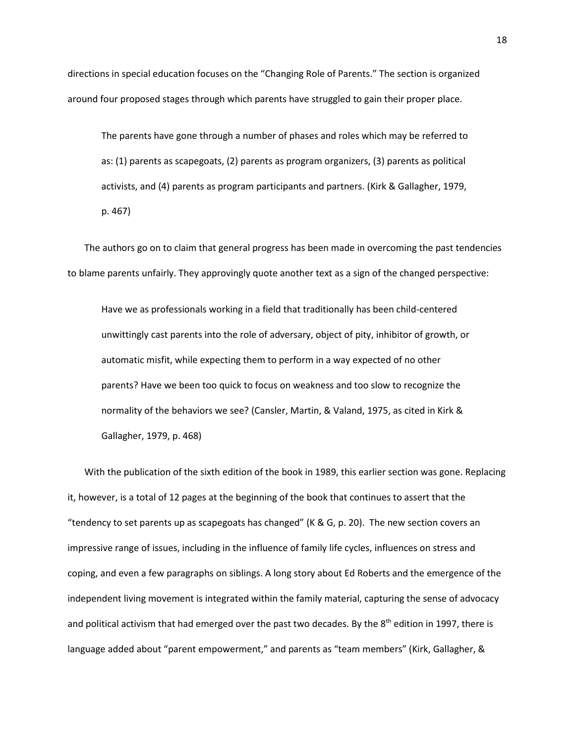directions in special education focuses on the "Changing Role of Parents." The section is organized around four proposed stages through which parents have struggled to gain their proper place.

> The parents have gone through a number of phases and roles which may be referred to as: (1) parents as scapegoats, (2) parents as program organizers, (3) parents as political activists, and (4) parents as program participants and partners. (Kirk & Gallagher, 1979, p. 467)

The authors go on to claim that general progress has been made in overcoming the past tendencies to blame parents unfairly. They approvingly quote another text as a sign of the changed perspective:

> Have we as professionals working in a field that traditionally has been child-centered unwittingly cast parents into the role of adversary, object of pity, inhibitor of growth, or automatic misfit, while expecting them to perform in a way expected of no other parents? Have we been too quick to focus on weakness and too slow to recognize the normality of the behaviors we see? (Cansler, Martin, & Valand, 1975, as cited in Kirk & Gallagher, 1979, p. 468)

With the publication of the sixth edition of the book in 1989, this earlier section was gone. Replacing it, however, is a total of 12 pages at the beginning of the book that continues to assert that the "tendency to set parents up as scapegoats has changed" (K & G, p. 20). The new section covers an impressive range of issues, including in the influence of family life cycles, influences on stress and coping, and even a few paragraphs on siblings. A long story about Ed Roberts and the emergence of the independent living movement is integrated within the family material, capturing the sense of advocacy and political activism that had emerged over the past two decades. By the 8th edition in 1997, there is language added about "parent empowerment," and parents as "team members" (Kirk, Gallagher, &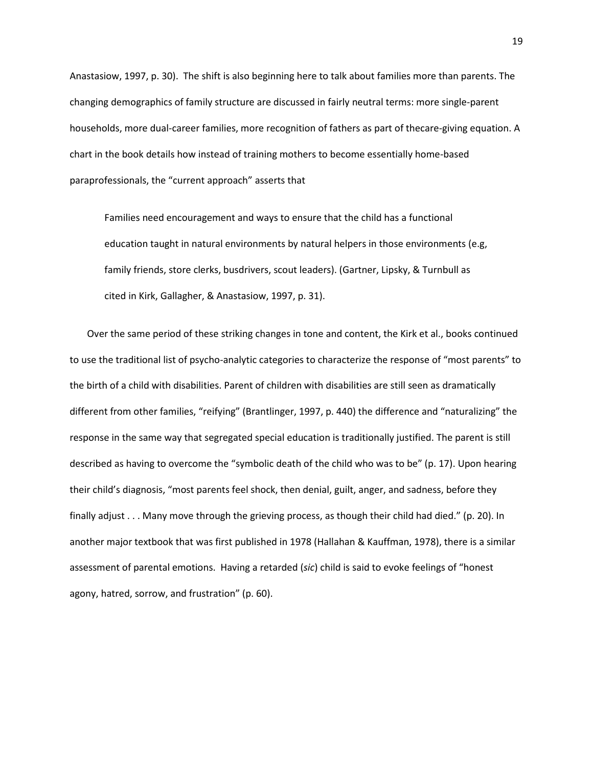Anastasiow, 1997, p. 30). The shift is also beginning here to talk about families more than parents. The changing demographics of family structure are discussed in fairly neutral terms: more single-parent households, more dual-career families, more recognition of fathers as part of thecare-giving equation. A chart in the book details how instead of training mothers to become essentially home-based paraprofessionals, the "current approach" asserts that

> Families need encouragement and ways to ensure that the child has a functional education taught in natural environments by natural helpers in those environments (e.g, family friends, store clerks, busdrivers, scout leaders). (Gartner, Lipsky, & Turnbull as cited in Kirk, Gallagher, & Anastasiow, 1997, p. 31).

Over the same period of these striking changes in tone and content, the Kirk et al., books continued to use the traditional list of psycho-analytic categories to characterize the response of "most parents" to the birth of a child with disabilities. Parent of children with disabilities are still seen as dramatically different from other families, "reifying" (Brantlinger, 1997, p. 440) the difference and "naturalizing" the response in the same way that segregated special education is traditionally justified. The parent is still described as having to overcome the "symbolic death of the child who was to be" (p. 17). Upon hearing their child's diagnosis, "most parents feel shock, then denial, guilt, anger, and sadness, before they finally adjust . . . Many move through the grieving process, as though their child had died." (p. 20). In another major textbook that was first published in 1978 (Hallahan & Kauffman, 1978), there is a similar assessment of parental emotions. Having a retarded (*sic*) child is said to evoke feelings of "honest agony, hatred, sorrow, and frustration" (p. 60).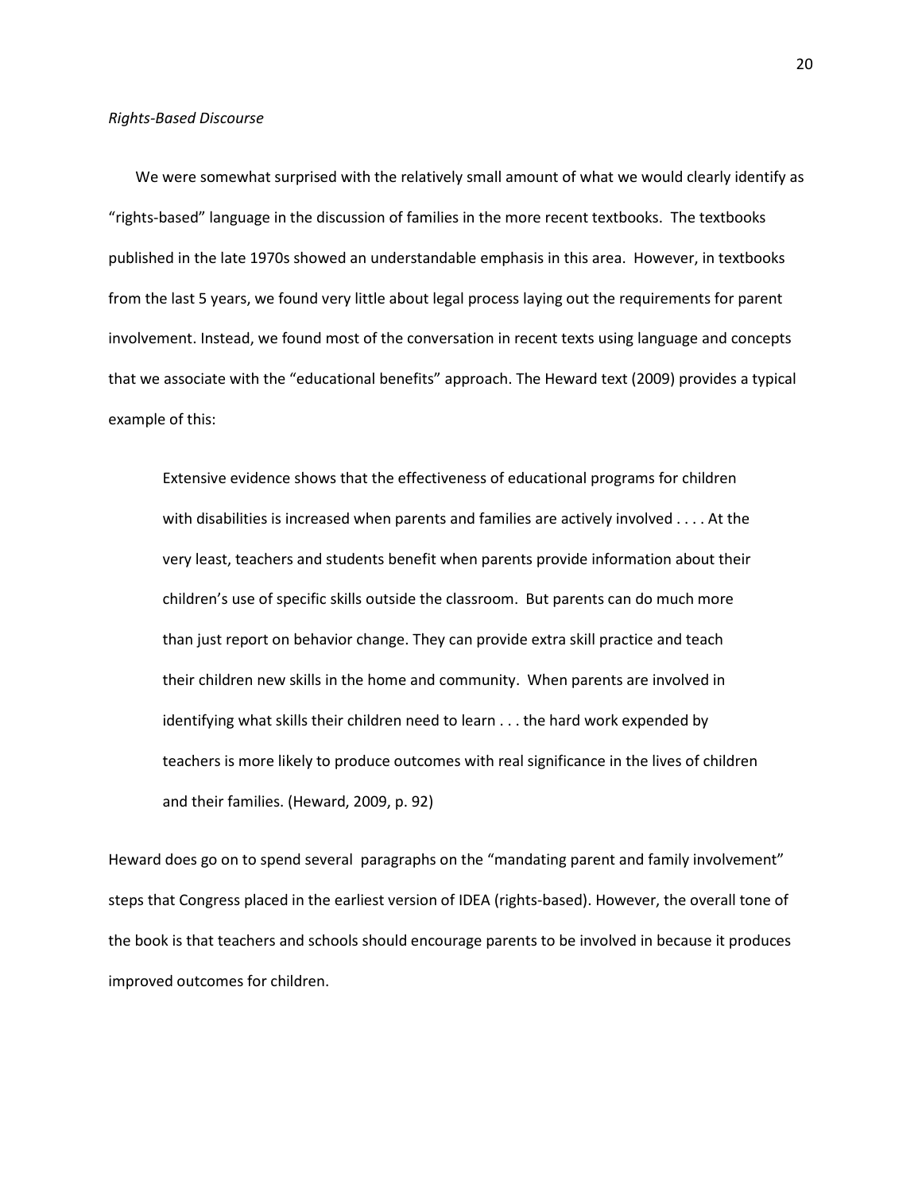*Rights-Based Discourse*

We were somewhat surprised with the relatively small amount of what we would clearly identify as "rights-based" language in the discussion of families in the more recent textbooks. The textbooks published in the late 1970s showed an understandable emphasis in this area. However, in textbooks from the last 5 years, we found very little about legal process laying out the requirements for parent involvement. Instead, we found most of the conversation in recent texts using language and concepts that we associate with the "educational benefits" approach. The Heward text (2009) provides a typical example of this:

> Extensive evidence shows that the effectiveness of educational programs for children with disabilities is increased when parents and families are actively involved . . . . At the very least, teachers and students benefit when parents provide information about their children's use of specific skills outside the classroom. But parents can do much more than just report on behavior change. They can provide extra skill practice and teach their children new skills in the home and community. When parents are involved in identifying what skills their children need to learn . . . the hard work expended by teachers is more likely to produce outcomes with real significance in the lives of children and their families. (Heward, 2009, p. 92)

Heward does go on to spend several paragraphs on the "mandating parent and family involvement" steps that Congress placed in the earliest version of IDEA (rights-based). However, the overall tone of the book is that teachers and schools should encourage parents to be involved in because it produces improved outcomes for children.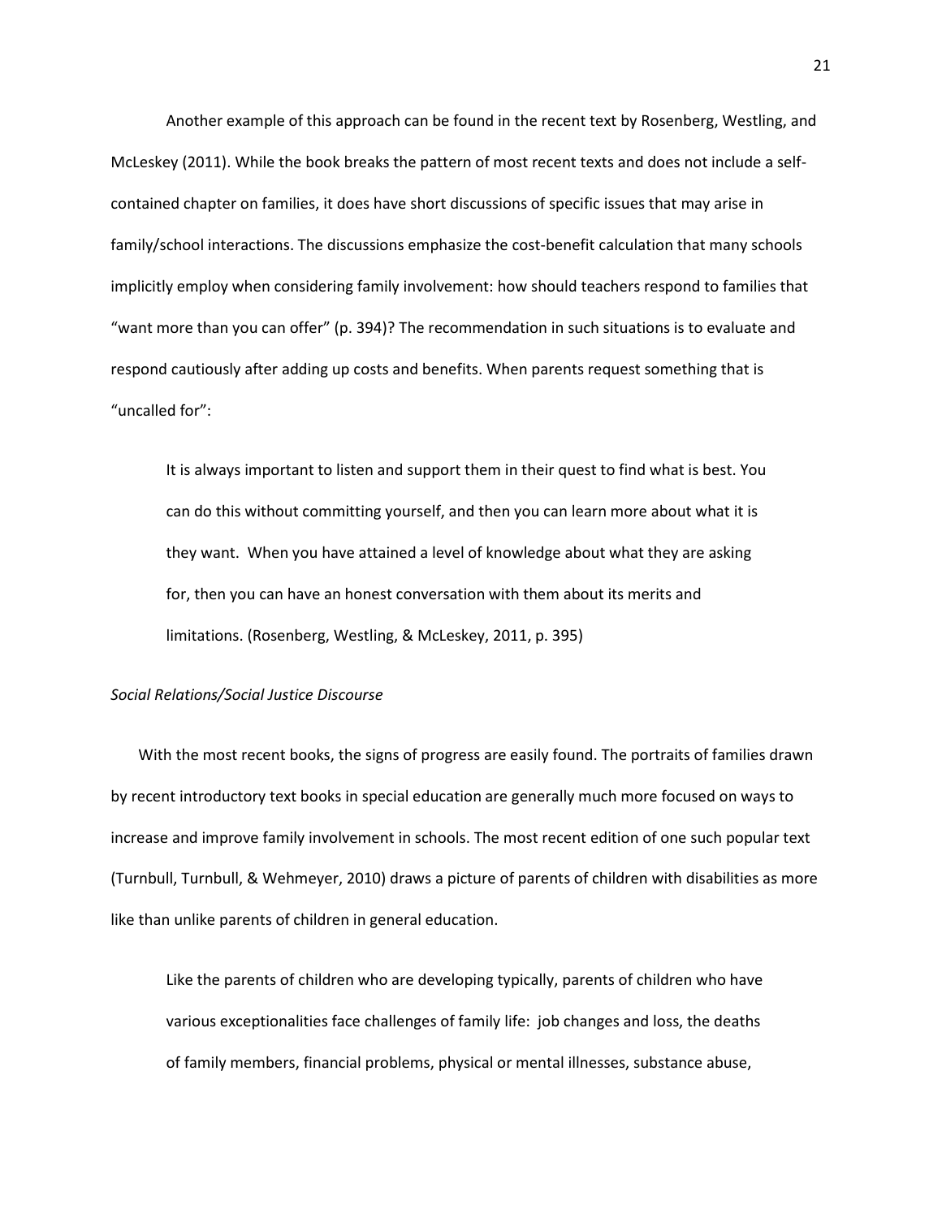Another example of this approach can be found in the recent text by Rosenberg, Westling, and McLeskey (2011). While the book breaks the pattern of most recent texts and does not include a self-contained chapter on families, it does have short discussions of specific issues that may arise in family/school interactions. The discussions emphasize the cost-benefit calculation that many schools implicitly employ when considering family involvement: how should teachers respond to families that "want more than you can offer" (p. 394)? The recommendation in such situations is to evaluate and respond cautiously after adding up costs and benefits. When parents request something that is "uncalled for":

> It is always important to listen and support them in their quest to find what is best. You can do this without committing yourself, and then you can learn more about what it is they want. When you have attained a level of knowledge about what they are asking for, then you can have an honest conversation with them about its merits and limitations. (Rosenberg, Westling, & McLeskey, 2011, p. 395)

*Social Relations/Social Justice Discourse*

With the most recent books, the signs of progress are easily found. The portraits of families drawn by recent introductory text books in special education are generally much more focused on ways to increase and improve family involvement in schools. The most recent edition of one such popular text (Turnbull, Turnbull, & Wehmeyer, 2010) draws a picture of parents of children with disabilities as more like than unlike parents of children in general education.

> Like the parents of children who are developing typically, parents of children who have various exceptionalities face challenges of family life: job changes and loss, the deaths of family members, financial problems, physical or mental illnesses, substance abuse,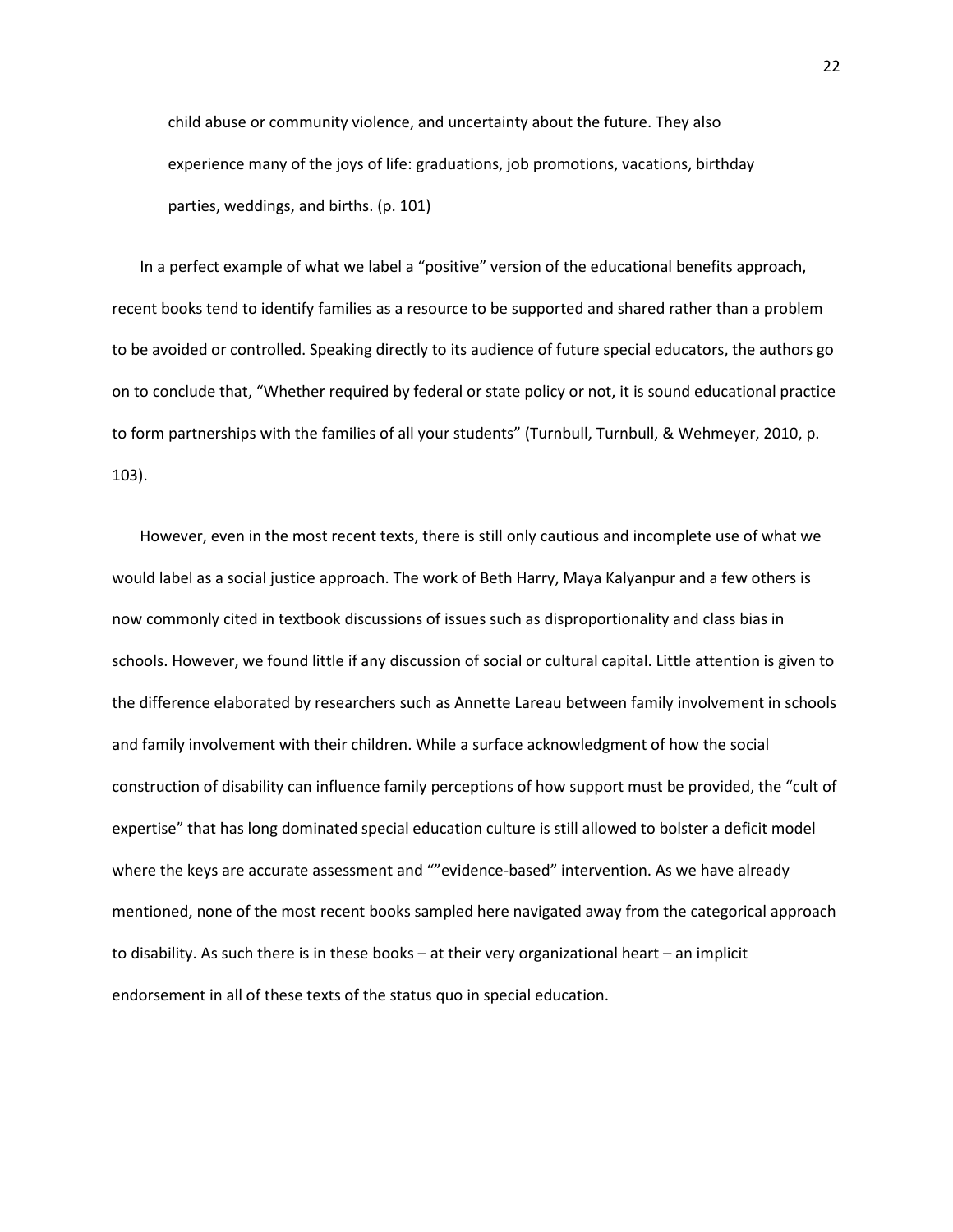> child abuse or community violence, and uncertainty about the future. They also experience many of the joys of life: graduations, job promotions, vacations, birthday parties, weddings, and births. (p. 101)

In a perfect example of what we label a "positive" version of the educational benefits approach, recent books tend to identify families as a resource to be supported and shared rather than a problem to be avoided or controlled. Speaking directly to its audience of future special educators, the authors go on to conclude that, "Whether required by federal or state policy or not, it is sound educational practice to form partnerships with the families of all your students" (Turnbull, Turnbull, & Wehmeyer, 2010, p. 103).

However, even in the most recent texts, there is still only cautious and incomplete use of what we would label as a social justice approach. The work of Beth Harry, Maya Kalyanpur and a few others is now commonly cited in textbook discussions of issues such as disproportionality and class bias in schools. However, we found little if any discussion of social or cultural capital. Little attention is given to the difference elaborated by researchers such as Annette Lareau between family involvement in schools and family involvement with their children. While a surface acknowledgment of how the social construction of disability can influence family perceptions of how support must be provided, the "cult of expertise" that has long dominated special education culture is still allowed to bolster a deficit model where the keys are accurate assessment and ""evidence-based" intervention. As we have already mentioned, none of the most recent books sampled here navigated away from the categorical approach to disability. As such there is in these books – at their very organizational heart – an implicit endorsement in all of these texts of the status quo in special education.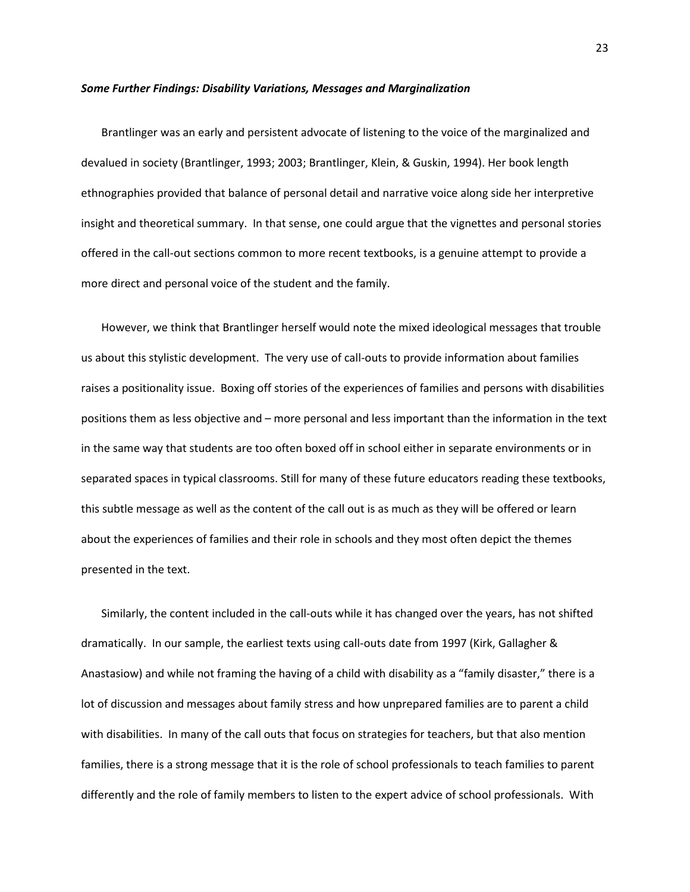***Some Further Findings: Disability Variations, Messages and Marginalization***

Brantlinger was an early and persistent advocate of listening to the voice of the marginalized and devalued in society (Brantlinger, 1993; 2003; Brantlinger, Klein, & Guskin, 1994). Her book length ethnographies provided that balance of personal detail and narrative voice along side her interpretive insight and theoretical summary. In that sense, one could argue that the vignettes and personal stories offered in the call-out sections common to more recent textbooks, is a genuine attempt to provide a more direct and personal voice of the student and the family.

However, we think that Brantlinger herself would note the mixed ideological messages that trouble us about this stylistic development. The very use of call-outs to provide information about families raises a positionality issue. Boxing off stories of the experiences of families and persons with disabilities positions them as less objective and – more personal and less important than the information in the text in the same way that students are too often boxed off in school either in separate environments or in separated spaces in typical classrooms. Still for many of these future educators reading these textbooks, this subtle message as well as the content of the call out is as much as they will be offered or learn about the experiences of families and their role in schools and they most often depict the themes presented in the text.

Similarly, the content included in the call-outs while it has changed over the years, has not shifted dramatically. In our sample, the earliest texts using call-outs date from 1997 (Kirk, Gallagher & Anastasiow) and while not framing the having of a child with disability as a "family disaster," there is a lot of discussion and messages about family stress and how unprepared families are to parent a child with disabilities. In many of the call outs that focus on strategies for teachers, but that also mention families, there is a strong message that it is the role of school professionals to teach families to parent differently and the role of family members to listen to the expert advice of school professionals. With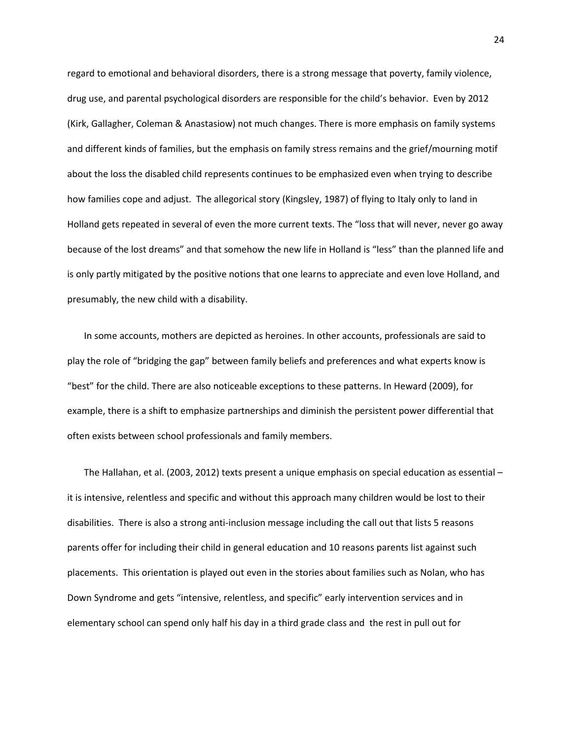regard to emotional and behavioral disorders, there is a strong message that poverty, family violence, drug use, and parental psychological disorders are responsible for the child's behavior. Even by 2012 (Kirk, Gallagher, Coleman & Anastasiow) not much changes. There is more emphasis on family systems and different kinds of families, but the emphasis on family stress remains and the grief/mourning motif about the loss the disabled child represents continues to be emphasized even when trying to describe how families cope and adjust. The allegorical story (Kingsley, 1987) of flying to Italy only to land in Holland gets repeated in several of even the more current texts. The "loss that will never, never go away because of the lost dreams" and that somehow the new life in Holland is "less" than the planned life and is only partly mitigated by the positive notions that one learns to appreciate and even love Holland, and presumably, the new child with a disability.

In some accounts, mothers are depicted as heroines. In other accounts, professionals are said to play the role of "bridging the gap" between family beliefs and preferences and what experts know is "best" for the child. There are also noticeable exceptions to these patterns. In Heward (2009), for example, there is a shift to emphasize partnerships and diminish the persistent power differential that often exists between school professionals and family members.

The Hallahan, et al. (2003, 2012) texts present a unique emphasis on special education as essential – it is intensive, relentless and specific and without this approach many children would be lost to their disabilities. There is also a strong anti-inclusion message including the call out that lists 5 reasons parents offer for including their child in general education and 10 reasons parents list against such placements. This orientation is played out even in the stories about families such as Nolan, who has Down Syndrome and gets "intensive, relentless, and specific" early intervention services and in elementary school can spend only half his day in a third grade class and the rest in pull out for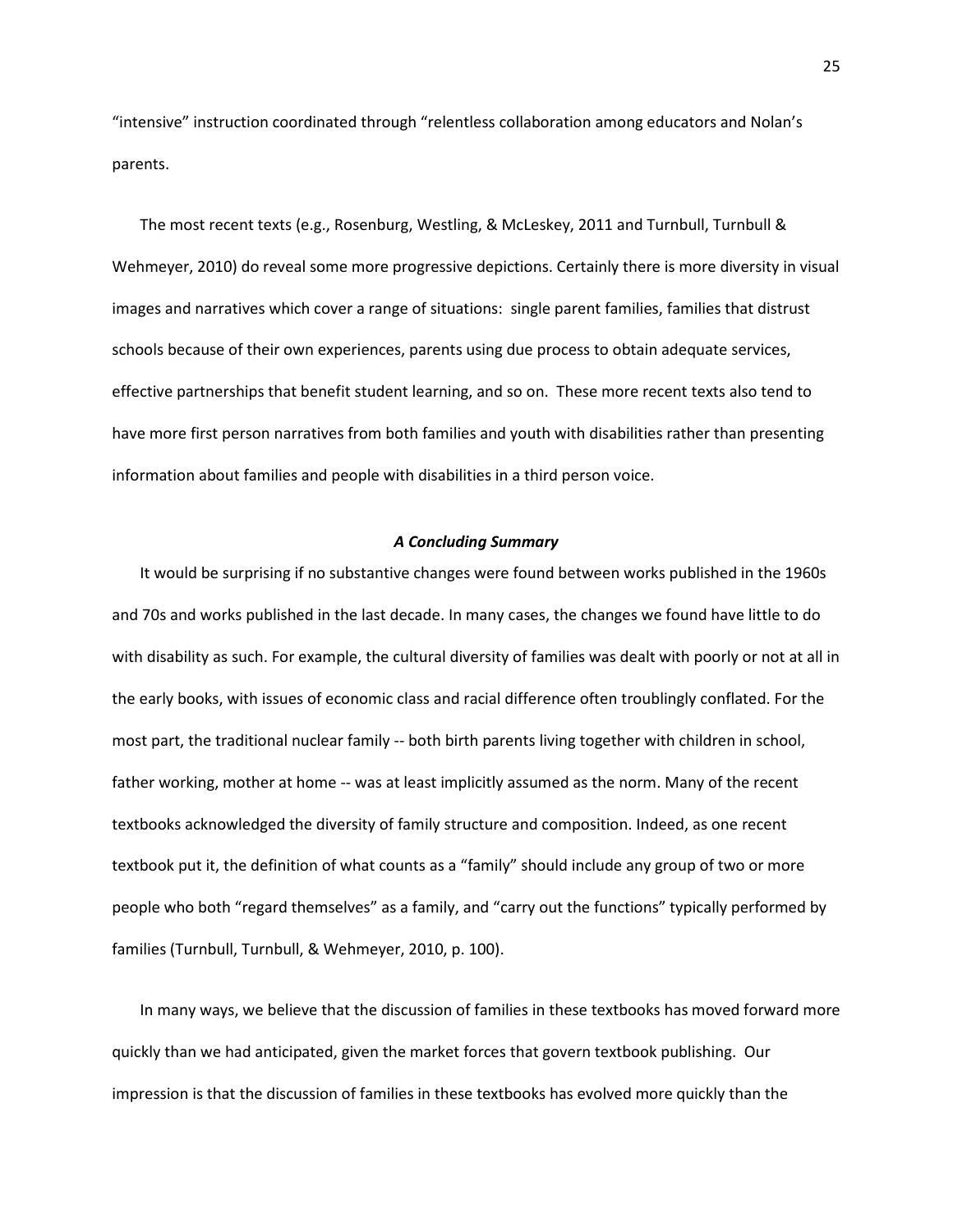"intensive" instruction coordinated through "relentless collaboration among educators and Nolan's parents.

The most recent texts (e.g., Rosenburg, Westling, & McLeskey, 2011 and Turnbull, Turnbull & Wehmeyer, 2010) do reveal some more progressive depictions. Certainly there is more diversity in visual images and narratives which cover a range of situations: single parent families, families that distrust schools because of their own experiences, parents using due process to obtain adequate services, effective partnerships that benefit student learning, and so on. These more recent texts also tend to have more first person narratives from both families and youth with disabilities rather than presenting information about families and people with disabilities in a third person voice.

### *A Concluding Summary*

It would be surprising if no substantive changes were found between works published in the 1960s and 70s and works published in the last decade. In many cases, the changes we found have little to do with disability as such. For example, the cultural diversity of families was dealt with poorly or not at all in the early books, with issues of economic class and racial difference often troublingly conflated. For the most part, the traditional nuclear family -- both birth parents living together with children in school, father working, mother at home -- was at least implicitly assumed as the norm. Many of the recent textbooks acknowledged the diversity of family structure and composition. Indeed, as one recent textbook put it, the definition of what counts as a "family" should include any group of two or more people who both "regard themselves" as a family, and "carry out the functions" typically performed by families (Turnbull, Turnbull, & Wehmeyer, 2010, p. 100).

In many ways, we believe that the discussion of families in these textbooks has moved forward more quickly than we had anticipated, given the market forces that govern textbook publishing. Our impression is that the discussion of families in these textbooks has evolved more quickly than the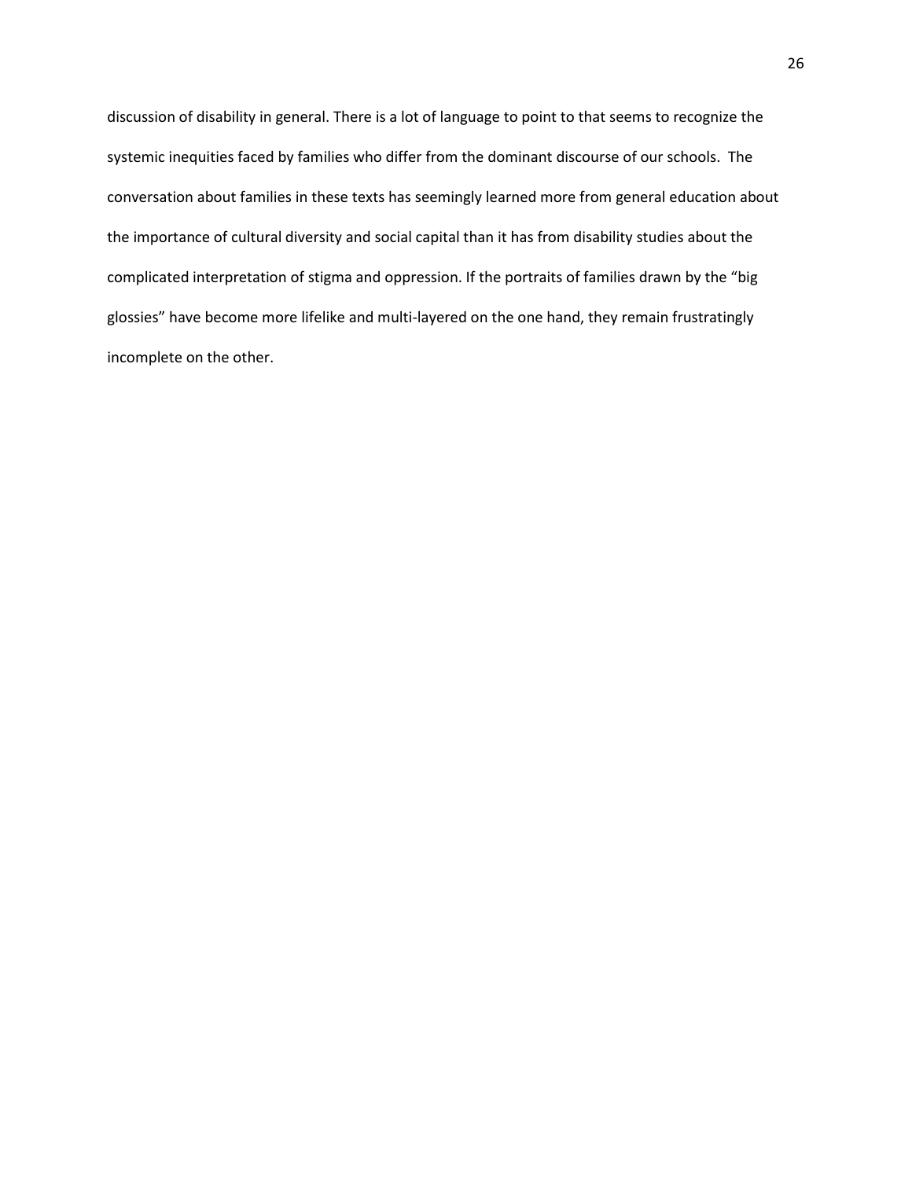discussion of disability in general. There is a lot of language to point to that seems to recognize the systemic inequities faced by families who differ from the dominant discourse of our schools. The conversation about families in these texts has seemingly learned more from general education about the importance of cultural diversity and social capital than it has from disability studies about the complicated interpretation of stigma and oppression. If the portraits of families drawn by the "big glossies" have become more lifelike and multi-layered on the one hand, they remain frustratingly incomplete on the other.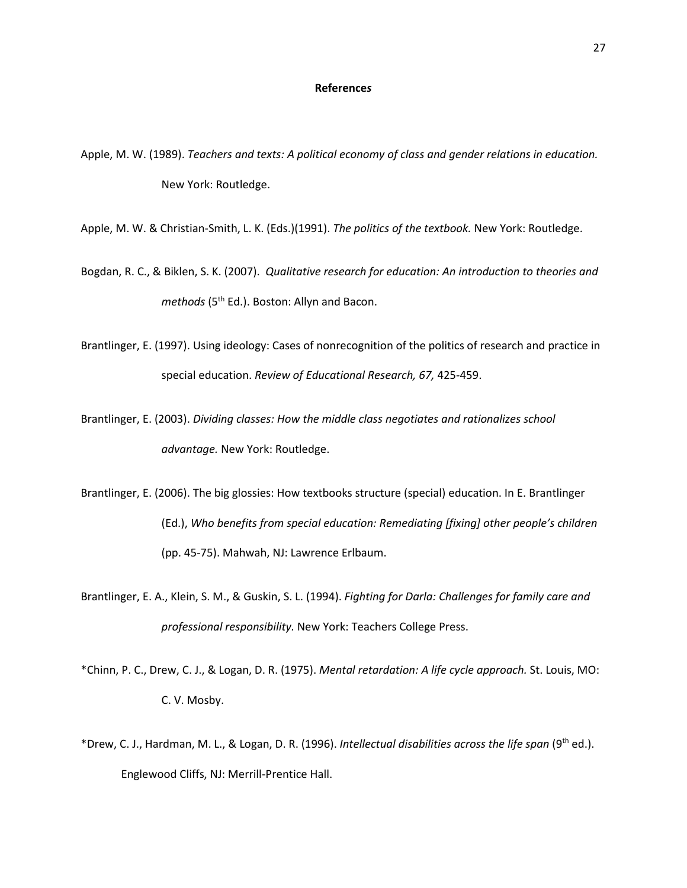## References

Apple, M. W. (1989). *Teachers and texts: A political economy of class and gender relations in education.* New York: Routledge.

Apple, M. W. & Christian-Smith, L. K. (Eds.)(1991). *The politics of the textbook.* New York: Routledge.

Bogdan, R. C., & Biklen, S. K. (2007). *Qualitative research for education: An introduction to theories and methods* (5th Ed.). Boston: Allyn and Bacon.

Brantlinger, E. (1997). Using ideology: Cases of nonrecognition of the politics of research and practice in special education. *Review of Educational Research, 67,* 425-459.

Brantlinger, E. (2003). *Dividing classes: How the middle class negotiates and rationalizes school advantage.* New York: Routledge.

Brantlinger, E. (2006). The big glossies: How textbooks structure (special) education. In E. Brantlinger (Ed.), *Who benefits from special education: Remediating [fixing] other people's children* (pp. 45-75). Mahwah, NJ: Lawrence Erlbaum.

Brantlinger, E. A., Klein, S. M., & Guskin, S. L. (1994). *Fighting for Darla: Challenges for family care and professional responsibility.* New York: Teachers College Press.

*Chinn, P. C., Drew, C. J., & Logan, D. R. (1975). *Mental retardation: A life cycle approach.* St. Louis, MO: C. V. Mosby.

*Drew, C. J., Hardman, M. L., & Logan, D. R. (1996). *Intellectual disabilities across the life span* (9th ed.). Englewood Cliffs, NJ: Merrill-Prentice Hall.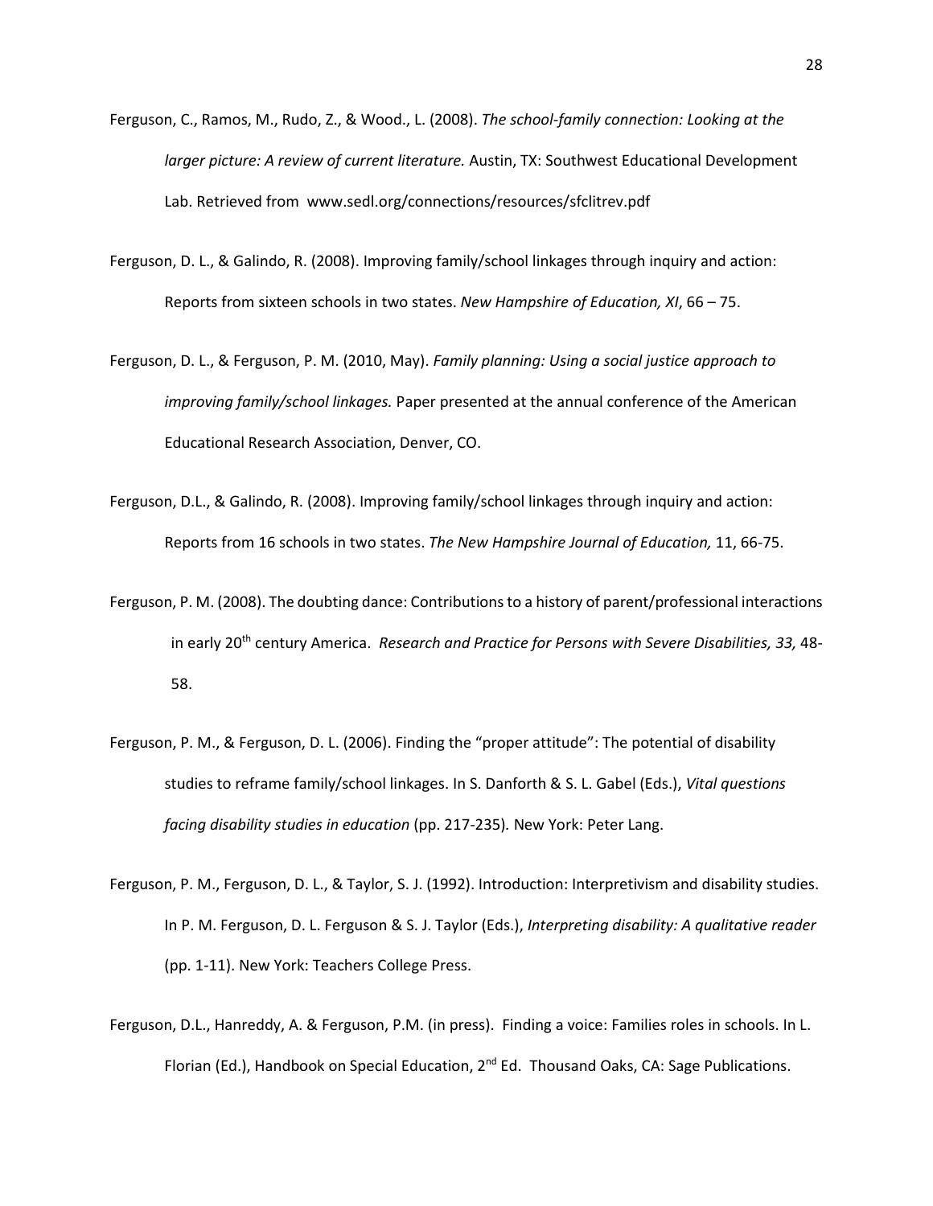Ferguson, C., Ramos, M., Rudo, Z., & Wood., L. (2008). *The school-family connection: Looking at the larger picture: A review of current literature.* Austin, TX: Southwest Educational Development Lab. Retrieved from www.sedl.org/connections/resources/sfclitrev.pdf

Ferguson, D. L., & Galindo, R. (2008). Improving family/school linkages through inquiry and action: Reports from sixteen schools in two states. *New Hampshire of Education, XI*, 66 – 75.

Ferguson, D. L., & Ferguson, P. M. (2010, May). *Family planning: Using a social justice approach to improving family/school linkages.* Paper presented at the annual conference of the American Educational Research Association, Denver, CO.

Ferguson, D.L., & Galindo, R. (2008). Improving family/school linkages through inquiry and action: Reports from 16 schools in two states. *The New Hampshire Journal of Education,* 11, 66-75.

Ferguson, P. M. (2008). The doubting dance: Contributions to a history of parent/professional interactions in early 20th century America. *Research and Practice for Persons with Severe Disabilities, 33,* 48-58.

Ferguson, P. M., & Ferguson, D. L. (2006). Finding the "proper attitude": The potential of disability studies to reframe family/school linkages. In S. Danforth & S. L. Gabel (Eds.), *Vital questions facing disability studies in education* (pp. 217-235)*.* New York: Peter Lang.

Ferguson, P. M., Ferguson, D. L., & Taylor, S. J. (1992). Introduction: Interpretivism and disability studies. In P. M. Ferguson, D. L. Ferguson & S. J. Taylor (Eds.), *Interpreting disability: A qualitative reader* (pp. 1-11). New York: Teachers College Press.

Ferguson, D.L., Hanreddy, A. & Ferguson, P.M. (in press). Finding a voice: Families roles in schools. In L. Florian (Ed.), Handbook on Special Education, 2nd Ed. Thousand Oaks, CA: Sage Publications.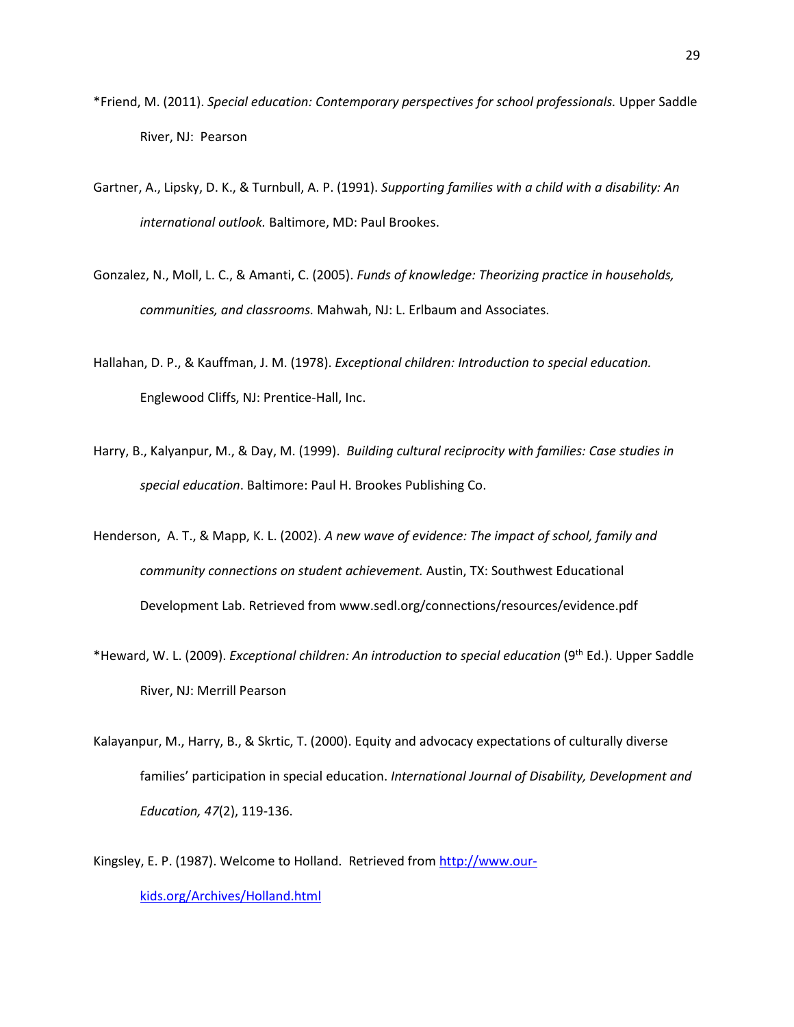*Friend, M. (2011). *Special education: Contemporary perspectives for school professionals.* Upper Saddle River, NJ: Pearson

Gartner, A., Lipsky, D. K., & Turnbull, A. P. (1991). *Supporting families with a child with a disability: An international outlook.* Baltimore, MD: Paul Brookes.

Gonzalez, N., Moll, L. C., & Amanti, C. (2005). *Funds of knowledge: Theorizing practice in households, communities, and classrooms.* Mahwah, NJ: L. Erlbaum and Associates.

Hallahan, D. P., & Kauffman, J. M. (1978). *Exceptional children: Introduction to special education.* Englewood Cliffs, NJ: Prentice-Hall, Inc.

Harry, B., Kalyanpur, M., & Day, M. (1999). *Building cultural reciprocity with families: Case studies in special education*. Baltimore: Paul H. Brookes Publishing Co.

Henderson, A. T., & Mapp, K. L. (2002). *A new wave of evidence: The impact of school, family and community connections on student achievement.* Austin, TX: Southwest Educational Development Lab. Retrieved from www.sedl.org/connections/resources/evidence.pdf

*Heward, W. L. (2009). *Exceptional children: An introduction to special education* (9th Ed.). Upper Saddle River, NJ: Merrill Pearson

Kalayanpur, M., Harry, B., & Skrtic, T. (2000). Equity and advocacy expectations of culturally diverse families' participation in special education. *International Journal of Disability, Development and Education, 47*(2), 119-136.

Kingsley, E. P. (1987). Welcome to Holland. Retrieved from [http://www.our-kids.org/Archives/Holland.html](http://www.our-kids.org/Archives/Holland.html)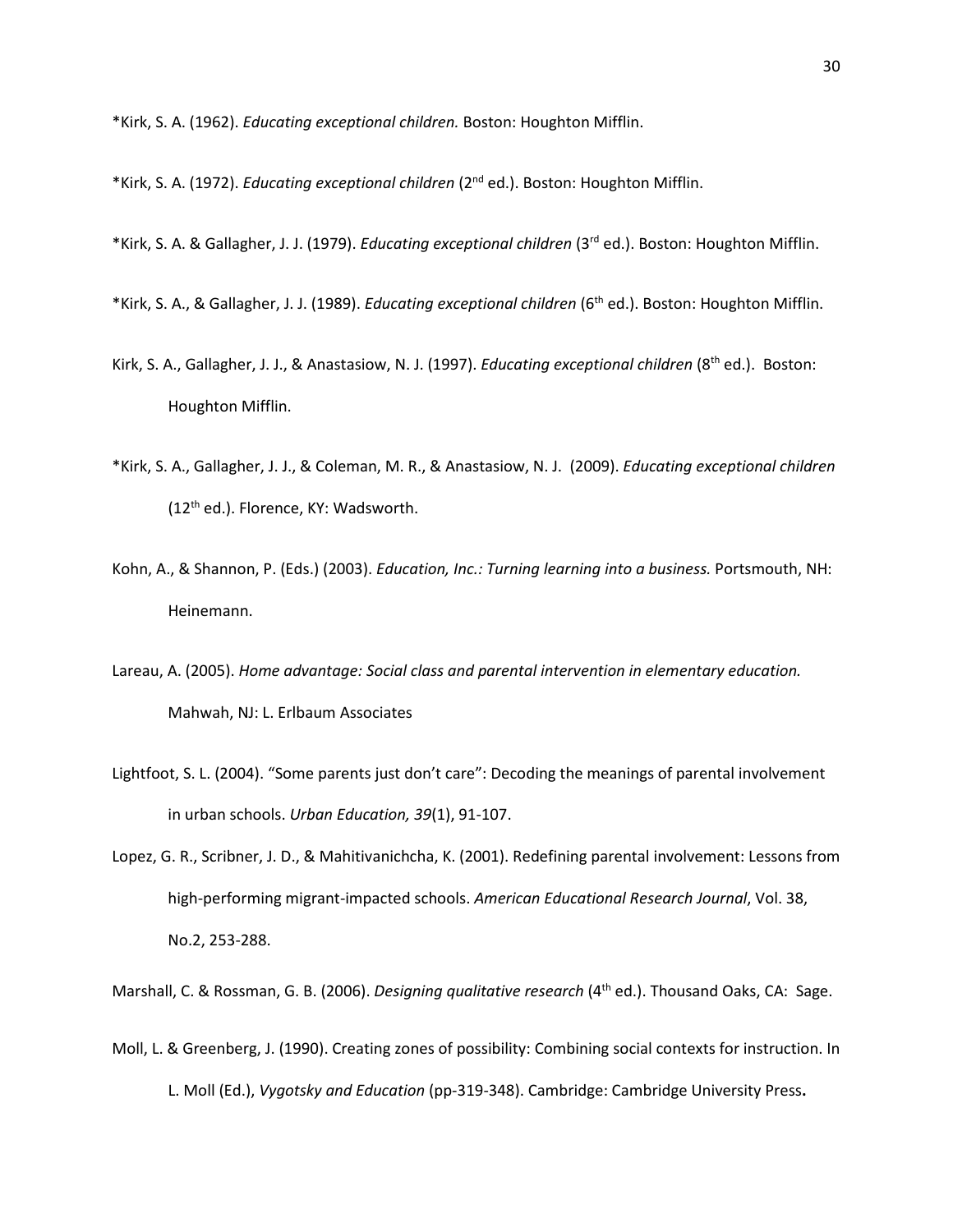*Kirk, S. A. (1962). *Educating exceptional children.* Boston: Houghton Mifflin.

*Kirk, S. A. (1972). *Educating exceptional children* (2nd ed.). Boston: Houghton Mifflin.

*Kirk, S. A. & Gallagher, J. J. (1979). *Educating exceptional children* (3rd ed.). Boston: Houghton Mifflin.

*Kirk, S. A., & Gallagher, J. J. (1989). *Educating exceptional children* (6th ed.). Boston: Houghton Mifflin.

Kirk, S. A., Gallagher, J. J., & Anastasiow, N. J. (1997). *Educating exceptional children* (8th ed.). Boston: Houghton Mifflin.

*Kirk, S. A., Gallagher, J. J., & Coleman, M. R., & Anastasiow, N. J. (2009). *Educating exceptional children* (12th ed.). Florence, KY: Wadsworth.

Kohn, A., & Shannon, P. (Eds.) (2003). *Education, Inc.: Turning learning into a business.* Portsmouth, NH: Heinemann.

Lareau, A. (2005). *Home advantage: Social class and parental intervention in elementary education.* Mahwah, NJ: L. Erlbaum Associates

Lightfoot, S. L. (2004). "Some parents just don't care": Decoding the meanings of parental involvement in urban schools. *Urban Education, 39*(1), 91-107.

Lopez, G. R., Scribner, J. D., & Mahitivanichcha, K. (2001). Redefining parental involvement: Lessons from high-performing migrant-impacted schools. *American Educational Research Journal*, Vol. 38, No.2, 253-288.

Marshall, C. & Rossman, G. B. (2006). *Designing qualitative research* (4th ed.). Thousand Oaks, CA: Sage.

Moll, L. & Greenberg, J. (1990). Creating zones of possibility: Combining social contexts for instruction. In L. Moll (Ed.), *Vygotsky and Education* (pp-319-348). Cambridge: Cambridge University Press**.**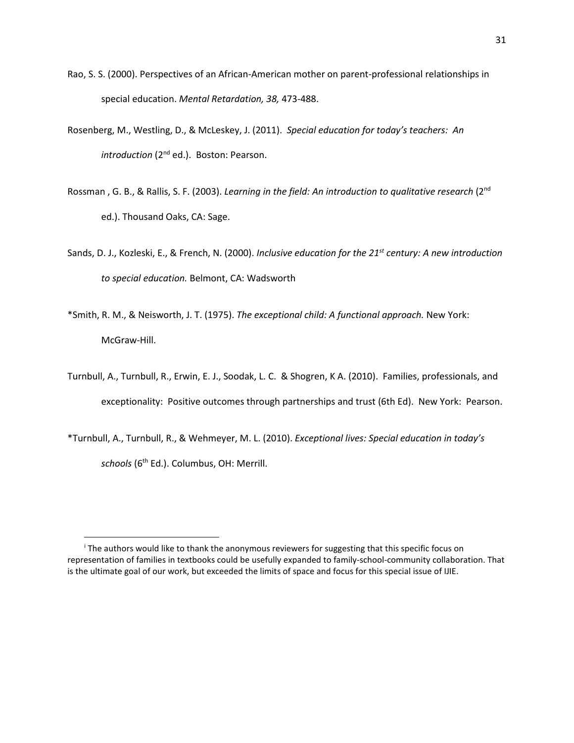Rao, S. S. (2000). Perspectives of an African-American mother on parent-professional relationships in special education. *Mental Retardation, 38,* 473-488.

Rosenberg, M., Westling, D., & McLeskey, J. (2011). *Special education for today's teachers: An introduction* (2nd ed.). Boston: Pearson.

Rossman , G. B., & Rallis, S. F. (2003). *Learning in the field: An introduction to qualitative research* (2nd ed.). Thousand Oaks, CA: Sage.

Sands, D. J., Kozleski, E., & French, N. (2000). *Inclusive education for the 21st century: A new introduction to special education.* Belmont, CA: Wadsworth

*Smith, R. M., & Neisworth, J. T. (1975). *The exceptional child: A functional approach.* New York: McGraw-Hill.

Turnbull, A., Turnbull, R., Erwin, E. J., Soodak, L. C. & Shogren, K A. (2010). Families, professionals, and exceptionality: Positive outcomes through partnerships and trust (6th Ed). New York: Pearson.

*Turnbull, A., Turnbull, R., & Wehmeyer, M. L. (2010). *Exceptional lives: Special education in today's schools* (6th Ed.). Columbus, OH: Merrill.

---

[i] The authors would like to thank the anonymous reviewers for suggesting that this specific focus on representation of families in textbooks could be usefully expanded to family-school-community collaboration. That is the ultimate goal of our work, but exceeded the limits of space and focus for this special issue of IJIE.